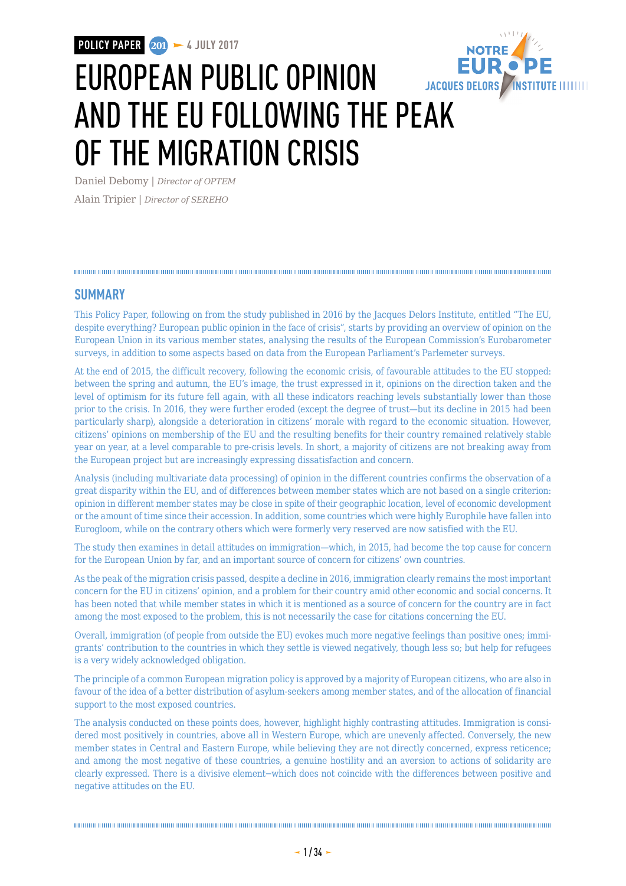POLICY PAPER 201 ➤ 4 JULY 2017

# EUROPEAN PUBLIC OPINION AND THE EU FOLLOWING THE PEAK OF THE MIGRATION CRISIS

Daniel Debomy | *Director of OPTEM*

Alain Tripier | *Director of SEREHO*

## SUMMARY

This Policy Paper, following on from the study published in 2016 by the Jacques Delors Institute, entitled "The EU, despite everything? European public opinion in the face of crisis", starts by providing an overview of opinion on the European Union in its various member states, analysing the results of the European Commission's Eurobarometer surveys, in addition to some aspects based on data from the European Parliament's Parlemeter surveys.

At the end of 2015, the difficult recovery, following the economic crisis, of favourable attitudes to the EU stopped: between the spring and autumn, the EU's image, the trust expressed in it, opinions on the direction taken and the level of optimism for its future fell again, with all these indicators reaching levels substantially lower than those prior to the crisis. In 2016, they were further eroded (except the degree of trust—but its decline in 2015 had been particularly sharp), alongside a deterioration in citizens' morale with regard to the economic situation. However, citizens' opinions on membership of the EU and the resulting benefits for their country remained relatively stable year on year, at a level comparable to pre-crisis levels. In short, a majority of citizens are not breaking away from the European project but are increasingly expressing dissatisfaction and concern.

Analysis (including multivariate data processing) of opinion in the different countries confirms the observation of a great disparity within the EU, and of differences between member states which are not based on a single criterion: opinion in different member states may be close in spite of their geographic location, level of economic development or the amount of time since their accession. In addition, some countries which were highly Europhile have fallen into Eurogloom, while on the contrary others which were formerly very reserved are now satisfied with the EU.

The study then examines in detail attitudes on immigration—which, in 2015, had become the top cause for concern for the European Union by far, and an important source of concern for citizens' own countries.

As the peak of the migration crisis passed, despite a decline in 2016, immigration clearly remains the most important concern for the EU in citizens' opinion, and a problem for their country amid other economic and social concerns. It has been noted that while member states in which it is mentioned as a source of concern for the country are in fact among the most exposed to the problem, this is not necessarily the case for citations concerning the EU.

Overall, immigration (of people from outside the EU) evokes much more negative feelings than positive ones; immigrants' contribution to the countries in which they settle is viewed negatively, though less so; but help for refugees is a very widely acknowledged obligation.

The principle of a common European migration policy is approved by a majority of European citizens, who are also in favour of the idea of a better distribution of asylum-seekers among member states, and of the allocation of financial support to the most exposed countries.

The analysis conducted on these points does, however, highlight highly contrasting attitudes. Immigration is considered most positively in countries, above all in Western Europe, which are unevenly affected. Conversely, the new member states in Central and Eastern Europe, while believing they are not directly concerned, express reticence; and among the most negative of these countries, a genuine hostility and an aversion to actions of solidarity are clearly expressed. There is a divisive element–which does not coincide with the differences between positive and negative attitudes on the EU.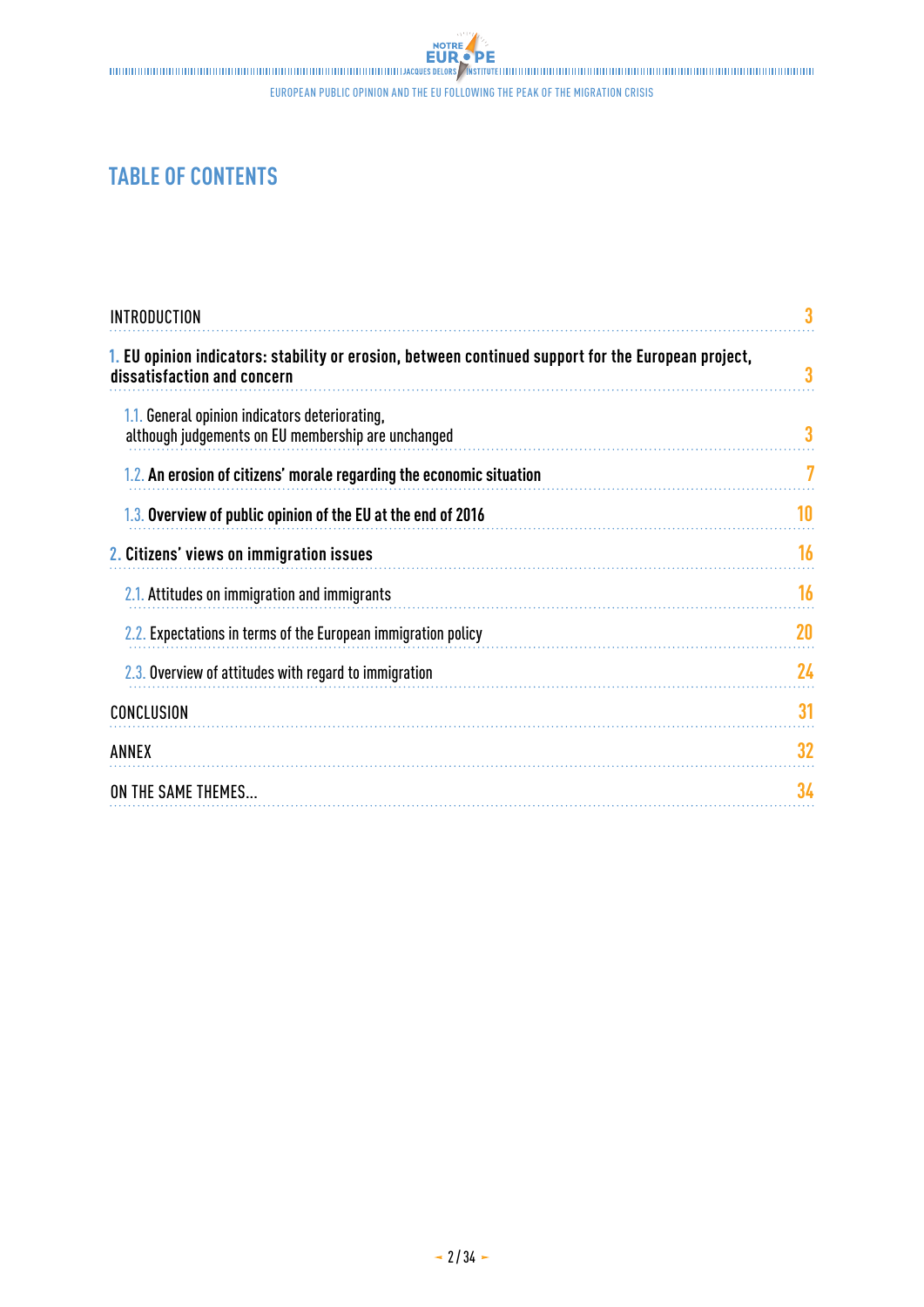## TABLE OF CONTENTS

| | |
|---|---|
| INTRODUCTION | 3 |
| 1. **EU opinion indicators: stability or erosion, between continued support for the European project, dissatisfaction and concern** | 3 |
| 1.1. General opinion indicators deteriorating, although judgements on EU membership are unchanged | 3 |
| 1.2. **An erosion of citizens' morale regarding the economic situation** | 7 |
| 1.3. **Overview of public opinion of the EU at the end of 2016** | 10 |
| 2. **Citizens' views on immigration issues** | 16 |
| 2.1. Attitudes on immigration and immigrants | 16 |
| 2.2. Expectations in terms of the European immigration policy | 20 |
| 2.3. Overview of attitudes with regard to immigration | 24 |
| CONCLUSION | 31 |
| ANNEX | 32 |
| ON THE SAME THEMES... | 34 |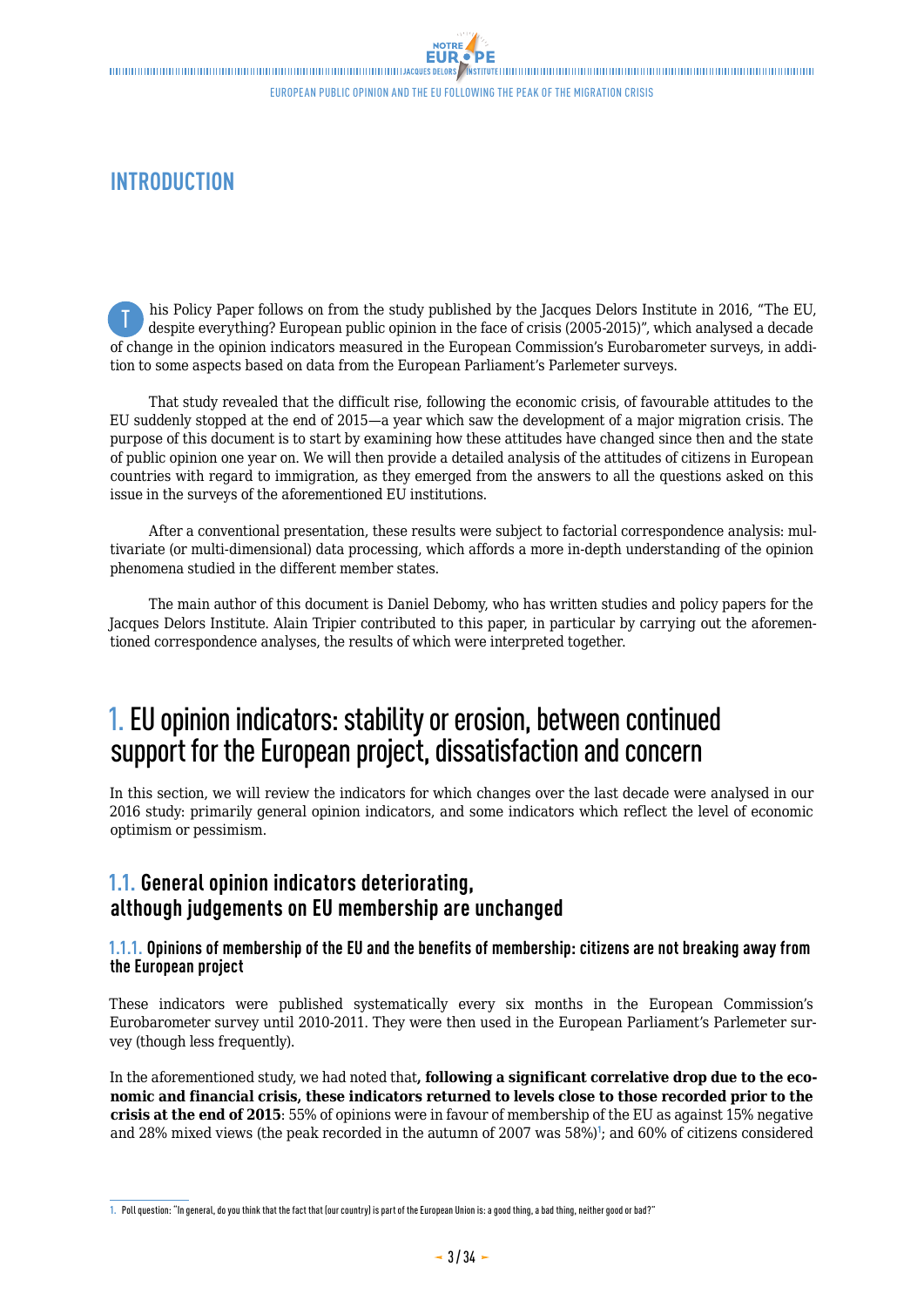# INTRODUCTION

This Policy Paper follows on from the study published by the Jacques Delors Institute in 2016, "The EU, despite everything? European public opinion in the face of crisis (2005-2015)", which analysed a decade of change in the opinion indicators measured in the European Commission's Eurobarometer surveys, in addition to some aspects based on data from the European Parliament's Parlemeter surveys.

That study revealed that the difficult rise, following the economic crisis, of favourable attitudes to the EU suddenly stopped at the end of 2015—a year which saw the development of a major migration crisis. The purpose of this document is to start by examining how these attitudes have changed since then and the state of public opinion one year on. We will then provide a detailed analysis of the attitudes of citizens in European countries with regard to immigration, as they emerged from the answers to all the questions asked on this issue in the surveys of the aforementioned EU institutions.

After a conventional presentation, these results were subject to factorial correspondence analysis: multivariate (or multi-dimensional) data processing, which affords a more in-depth understanding of the opinion phenomena studied in the different member states.

The main author of this document is Daniel Debomy, who has written studies and policy papers for the Jacques Delors Institute. Alain Tripier contributed to this paper, in particular by carrying out the aforementioned correspondence analyses, the results of which were interpreted together.

# 1. EU opinion indicators: stability or erosion, between continued support for the European project, dissatisfaction and concern

In this section, we will review the indicators for which changes over the last decade were analysed in our 2016 study: primarily general opinion indicators, and some indicators which reflect the level of economic optimism or pessimism.

## 1.1. General opinion indicators deteriorating, although judgements on EU membership are unchanged

### 1.1.1. Opinions of membership of the EU and the benefits of membership: citizens are not breaking away from the European project

These indicators were published systematically every six months in the European Commission's Eurobarometer survey until 2010-2011. They were then used in the European Parliament's Parlemeter survey (though less frequently).

In the aforementioned study, we had noted that**, following a significant correlative drop due to the economic and financial crisis, these indicators returned to levels close to those recorded prior to the crisis at the end of 2015**: 55% of opinions were in favour of membership of the EU as against 15% negative and 28% mixed views (the peak recorded in the autumn of 2007 was 58%)[1]; and 60% of citizens considered

1. Poll question: "In general, do you think that the fact that (our country) is part of the European Union is: a good thing, a bad thing, neither good or bad?"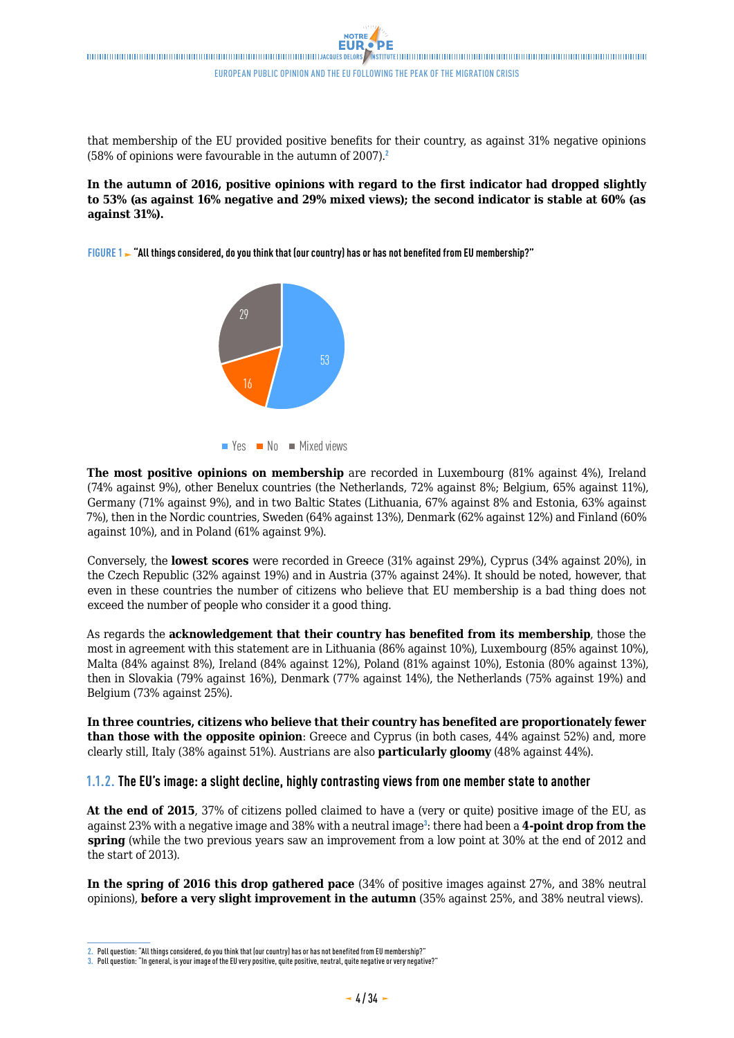that membership of the EU provided positive benefits for their country, as against 31% negative opinions (58% of opinions were favourable in the autumn of 2007).[2]

**In the autumn of 2016, positive opinions with regard to the first indicator had dropped slightly to 53% (as against 16% negative and 29% mixed views); the second indicator is stable at 60% (as against 31%).**

FIGURE 1 ► **"All things considered, do you think that (our country) has or has not benefited from EU membership?"**

| Yes | No | Mixed views |
|---|---|---|
| 53 | 16 | 29 |

**The most positive opinions on membership** are recorded in Luxembourg (81% against 4%), Ireland (74% against 9%), other Benelux countries (the Netherlands, 72% against 8%; Belgium, 65% against 11%), Germany (71% against 9%), and in two Baltic States (Lithuania, 67% against 8% and Estonia, 63% against 7%), then in the Nordic countries, Sweden (64% against 13%), Denmark (62% against 12%) and Finland (60% against 10%), and in Poland (61% against 9%).

Conversely, the **lowest scores** were recorded in Greece (31% against 29%), Cyprus (34% against 20%), in the Czech Republic (32% against 19%) and in Austria (37% against 24%). It should be noted, however, that even in these countries the number of citizens who believe that EU membership is a bad thing does not exceed the number of people who consider it a good thing.

As regards the **acknowledgement that their country has benefited from its membership**, those the most in agreement with this statement are in Lithuania (86% against 10%), Luxembourg (85% against 10%), Malta (84% against 8%), Ireland (84% against 12%), Poland (81% against 10%), Estonia (80% against 13%), then in Slovakia (79% against 16%), Denmark (77% against 14%), the Netherlands (75% against 19%) and Belgium (73% against 25%).

**In three countries, citizens who believe that their country has benefited are proportionately fewer than those with the opposite opinion**: Greece and Cyprus (in both cases, 44% against 52%) and, more clearly still, Italy (38% against 51%). Austrians are also **particularly gloomy** (48% against 44%).

### 1.1.2. The EU's image: a slight decline, highly contrasting views from one member state to another

**At the end of 2015**, 37% of citizens polled claimed to have a (very or quite) positive image of the EU, as against 23% with a negative image and 38% with a neutral image[3]: there had been a **4-point drop from the spring** (while the two previous years saw an improvement from a low point at 30% at the end of 2012 and the start of 2013).

**In the spring of 2016 this drop gathered pace** (34% of positive images against 27%, and 38% neutral opinions), **before a very slight improvement in the autumn** (35% against 25%, and 38% neutral views).

---

2. Poll question: "All things considered, do you think that (our country) has or has not benefited from EU membership?"
3. Poll question: "In general, is your image of the EU very positive, quite positive, neutral, quite negative or very negative?"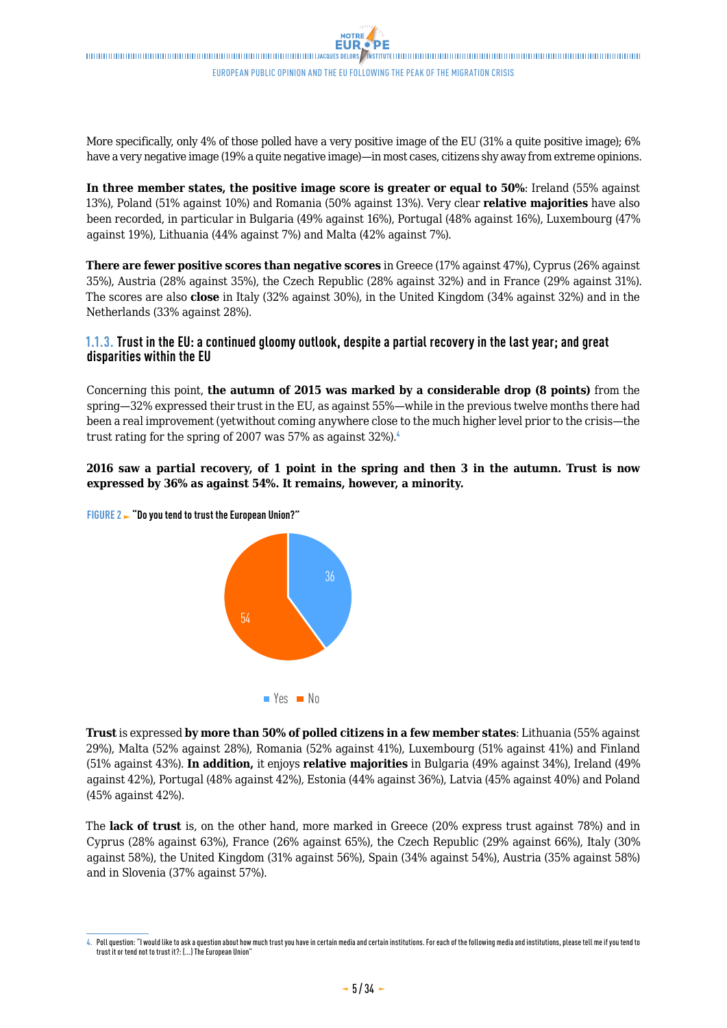More specifically, only 4% of those polled have a very positive image of the EU (31% a quite positive image); 6% have a very negative image (19% a quite negative image)—in most cases, citizens shy away from extreme opinions.

**In three member states, the positive image score is greater or equal to 50%**: Ireland (55% against 13%), Poland (51% against 10%) and Romania (50% against 13%). Very clear **relative majorities** have also been recorded, in particular in Bulgaria (49% against 16%), Portugal (48% against 16%), Luxembourg (47% against 19%), Lithuania (44% against 7%) and Malta (42% against 7%).

**There are fewer positive scores than negative scores** in Greece (17% against 47%), Cyprus (26% against 35%), Austria (28% against 35%), the Czech Republic (28% against 32%) and in France (29% against 31%). The scores are also **close** in Italy (32% against 30%), in the United Kingdom (34% against 32%) and in the Netherlands (33% against 28%).

### 1.1.3. Trust in the EU: a continued gloomy outlook, despite a partial recovery in the last year; and great disparities within the EU

Concerning this point, **the autumn of 2015 was marked by a considerable drop (8 points)** from the spring—32% expressed their trust in the EU, as against 55%—while in the previous twelve months there had been a real improvement (yetwithout coming anywhere close to the much higher level prior to the crisis—the trust rating for the spring of 2007 was 57% as against 32%).[4]

**2016 saw a partial recovery, of 1 point in the spring and then 3 in the autumn. Trust is now expressed by 36% as against 54%. It remains, however, a minority.**

FIGURE 2 ► **"Do you tend to trust the European Union?"**

| | % |
|---|---|
| Yes | 36 |
| No | 54 |

**Trust** is expressed **by more than 50% of polled citizens in a few member states**: Lithuania (55% against 29%), Malta (52% against 28%), Romania (52% against 41%), Luxembourg (51% against 41%) and Finland (51% against 43%). **In addition,** it enjoys **relative majorities** in Bulgaria (49% against 34%), Ireland (49% against 42%), Portugal (48% against 42%), Estonia (44% against 36%), Latvia (45% against 40%) and Poland (45% against 42%).

The **lack of trust** is, on the other hand, more marked in Greece (20% express trust against 78%) and in Cyprus (28% against 63%), France (26% against 65%), the Czech Republic (29% against 66%), Italy (30% against 58%), the United Kingdom (31% against 56%), Spain (34% against 54%), Austria (35% against 58%) and in Slovenia (37% against 57%).

---

4. Poll question: "I would like to ask a question about how much trust you have in certain media and certain institutions. For each of the following media and institutions, please tell me if you tend to trust it or tend not to trust it?: (...) The European Union"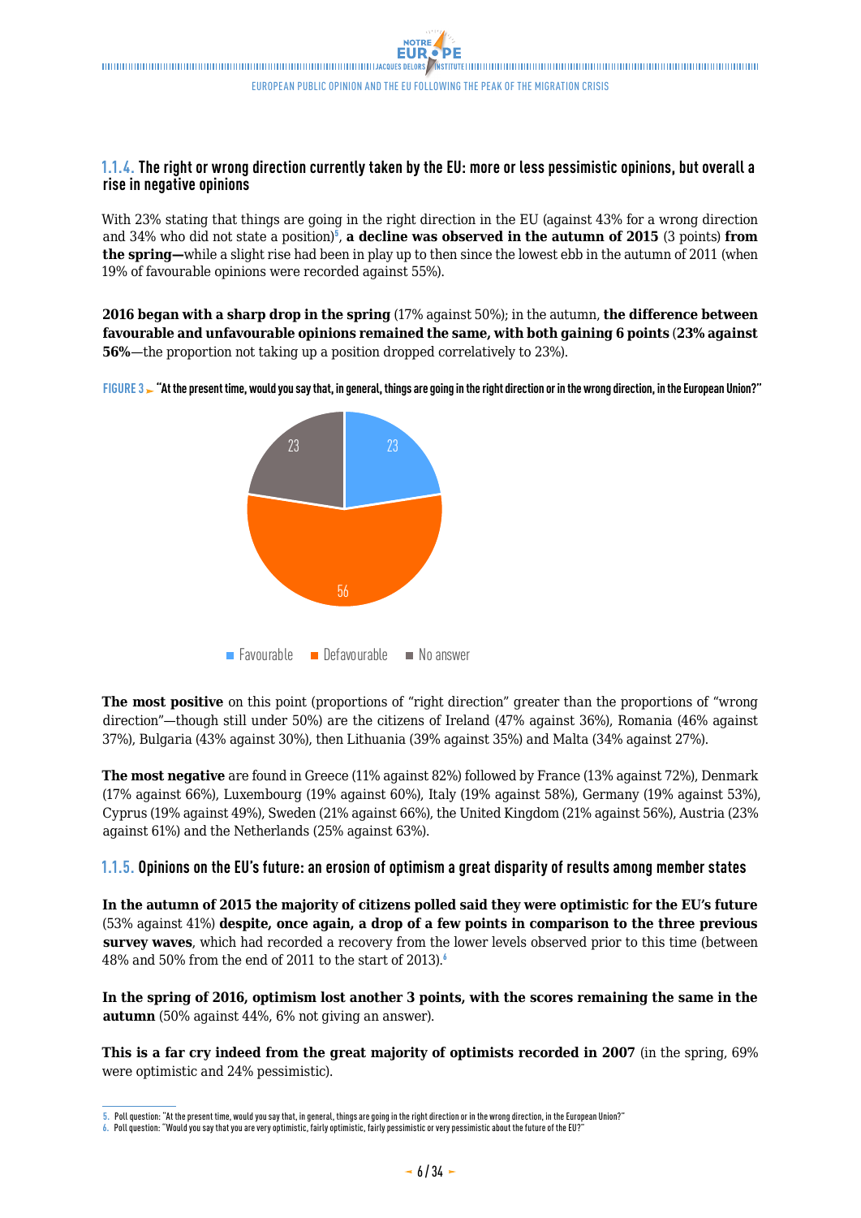### 1.1.4. The right or wrong direction currently taken by the EU: more or less pessimistic opinions, but overall a rise in negative opinions

With 23% stating that things are going in the right direction in the EU (against 43% for a wrong direction and 34% who did not state a position)[5], **a decline was observed in the autumn of 2015** (3 points) **from the spring—**while a slight rise had been in play up to then since the lowest ebb in the autumn of 2011 (when 19% of favourable opinions were recorded against 55%).

**2016 began with a sharp drop in the spring** (17% against 50%); in the autumn, **the difference between favourable and unfavourable opinions remained the same, with both gaining 6 points** (**23% against 56%**—the proportion not taking up a position dropped correlatively to 23%).

**FIGURE 3** ► **"At the present time, would you say that, in general, things are going in the right direction or in the wrong direction, in the European Union?"**

| Favourable | Defavourable | No answer |
|---|---|---|
| 23 | 56 | 23 |

**The most positive** on this point (proportions of "right direction" greater than the proportions of "wrong direction"—though still under 50%) are the citizens of Ireland (47% against 36%), Romania (46% against 37%), Bulgaria (43% against 30%), then Lithuania (39% against 35%) and Malta (34% against 27%).

**The most negative** are found in Greece (11% against 82%) followed by France (13% against 72%), Denmark (17% against 66%), Luxembourg (19% against 60%), Italy (19% against 58%), Germany (19% against 53%), Cyprus (19% against 49%), Sweden (21% against 66%), the United Kingdom (21% against 56%), Austria (23% against 61%) and the Netherlands (25% against 63%).

### 1.1.5. Opinions on the EU's future: an erosion of optimism a great disparity of results among member states

**In the autumn of 2015 the majority of citizens polled said they were optimistic for the EU's future** (53% against 41%) **despite, once again, a drop of a few points in comparison to the three previous survey waves**, which had recorded a recovery from the lower levels observed prior to this time (between 48% and 50% from the end of 2011 to the start of 2013).[6]

**In the spring of 2016, optimism lost another 3 points, with the scores remaining the same in the autumn** (50% against 44%, 6% not giving an answer).

**This is a far cry indeed from the great majority of optimists recorded in 2007** (in the spring, 69% were optimistic and 24% pessimistic).

---

5. Poll question: "At the present time, would you say that, in general, things are going in the right direction or in the wrong direction, in the European Union?"
6. Poll question: "Would you say that you are very optimistic, fairly optimistic, fairly pessimistic or very pessimistic about the future of the EU?"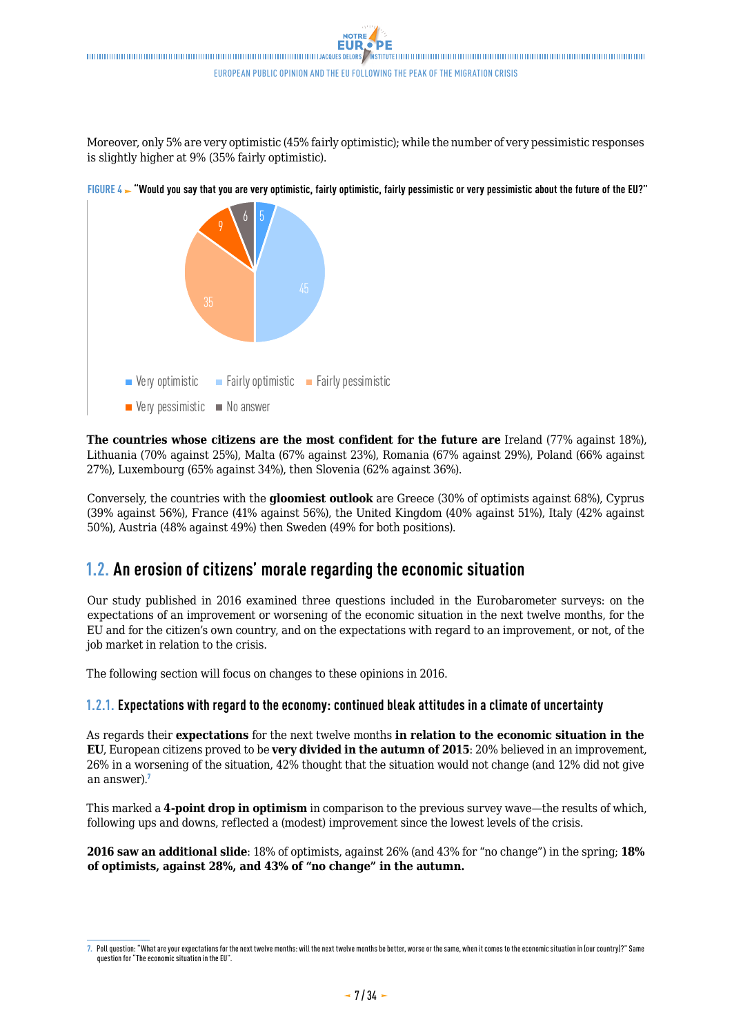Moreover, only 5% are very optimistic (45% fairly optimistic); while the number of very pessimistic responses is slightly higher at 9% (35% fairly optimistic).

FIGURE 4 ► **"Would you say that you are very optimistic, fairly optimistic, fairly pessimistic or very pessimistic about the future of the EU?"**

| Response | % |
|---|---|
| Very optimistic | 5 |
| Fairly optimistic | 45 |
| Fairly pessimistic | 35 |
| Very pessimistic | 9 |
| No answer | 6 |

**The countries whose citizens are the most confident for the future are** Ireland (77% against 18%), Lithuania (70% against 25%), Malta (67% against 23%), Romania (67% against 29%), Poland (66% against 27%), Luxembourg (65% against 34%), then Slovenia (62% against 36%).

Conversely, the countries with the **gloomiest outlook** are Greece (30% of optimists against 68%), Cyprus (39% against 56%), France (41% against 56%), the United Kingdom (40% against 51%), Italy (42% against 50%), Austria (48% against 49%) then Sweden (49% for both positions).

## 1.2. An erosion of citizens' morale regarding the economic situation

Our study published in 2016 examined three questions included in the Eurobarometer surveys: on the expectations of an improvement or worsening of the economic situation in the next twelve months, for the EU and for the citizen's own country, and on the expectations with regard to an improvement, or not, of the job market in relation to the crisis.

The following section will focus on changes to these opinions in 2016.

### 1.2.1. Expectations with regard to the economy: continued bleak attitudes in a climate of uncertainty

As regards their **expectations** for the next twelve months **in relation to the economic situation in the EU**, European citizens proved to be **very divided in the autumn of 2015**: 20% believed in an improvement, 26% in a worsening of the situation, 42% thought that the situation would not change (and 12% did not give an answer).[7]

This marked a **4-point drop in optimism** in comparison to the previous survey wave—the results of which, following ups and downs, reflected a (modest) improvement since the lowest levels of the crisis.

**2016 saw an additional slide**: 18% of optimists, against 26% (and 43% for "no change") in the spring; **18% of optimists, against 28%, and 43% of "no change" in the autumn.**

7. Poll question: "What are your expectations for the next twelve months: will the next twelve months be better, worse or the same, when it comes to the economic situation in (our country)?" Same question for "The economic situation in the EU".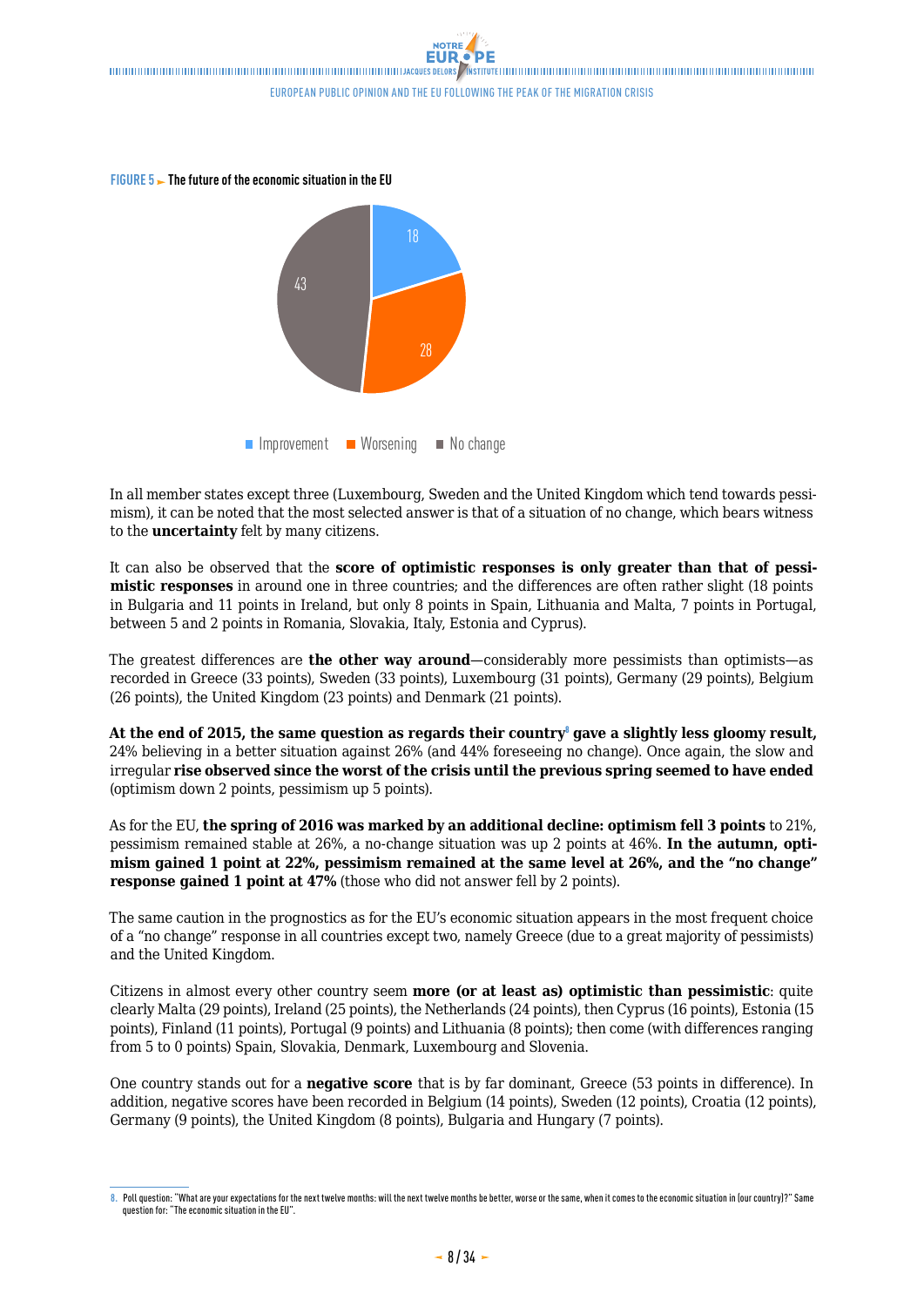**FIGURE 5 ► The future of the economic situation in the EU**

| | % |
|---|---|
| Improvement | 18 |
| Worsening | 28 |
| No change | 43 |

In all member states except three (Luxembourg, Sweden and the United Kingdom which tend towards pessimism), it can be noted that the most selected answer is that of a situation of no change, which bears witness to the **uncertainty** felt by many citizens.

It can also be observed that the **score of optimistic responses is only greater than that of pessimistic responses** in around one in three countries; and the differences are often rather slight (18 points in Bulgaria and 11 points in Ireland, but only 8 points in Spain, Lithuania and Malta, 7 points in Portugal, between 5 and 2 points in Romania, Slovakia, Italy, Estonia and Cyprus).

The greatest differences are **the other way around**—considerably more pessimists than optimists—as recorded in Greece (33 points), Sweden (33 points), Luxembourg (31 points), Germany (29 points), Belgium (26 points), the United Kingdom (23 points) and Denmark (21 points).

**At the end of 2015, the same question as regards their country**[8] **gave a slightly less gloomy result,** 24% believing in a better situation against 26% (and 44% foreseeing no change). Once again, the slow and irregular **rise observed since the worst of the crisis until the previous spring seemed to have ended** (optimism down 2 points, pessimism up 5 points).

As for the EU, **the spring of 2016 was marked by an additional decline: optimism fell 3 points** to 21%, pessimism remained stable at 26%, a no-change situation was up 2 points at 46%. **In the autumn, optimism gained 1 point at 22%, pessimism remained at the same level at 26%, and the "no change" response gained 1 point at 47%** (those who did not answer fell by 2 points).

The same caution in the prognostics as for the EU's economic situation appears in the most frequent choice of a "no change" response in all countries except two, namely Greece (due to a great majority of pessimists) and the United Kingdom.

Citizens in almost every other country seem **more (or at least as) optimistic than pessimistic**: quite clearly Malta (29 points), Ireland (25 points), the Netherlands (24 points), then Cyprus (16 points), Estonia (15 points), Finland (11 points), Portugal (9 points) and Lithuania (8 points); then come (with differences ranging from 5 to 0 points) Spain, Slovakia, Denmark, Luxembourg and Slovenia.

One country stands out for a **negative score** that is by far dominant, Greece (53 points in difference). In addition, negative scores have been recorded in Belgium (14 points), Sweden (12 points), Croatia (12 points), Germany (9 points), the United Kingdom (8 points), Bulgaria and Hungary (7 points).

---

8. Poll question: "What are your expectations for the next twelve months: will the next twelve months be better, worse or the same, when it comes to the economic situation in (our country)?" Same question for: "The economic situation in the EU".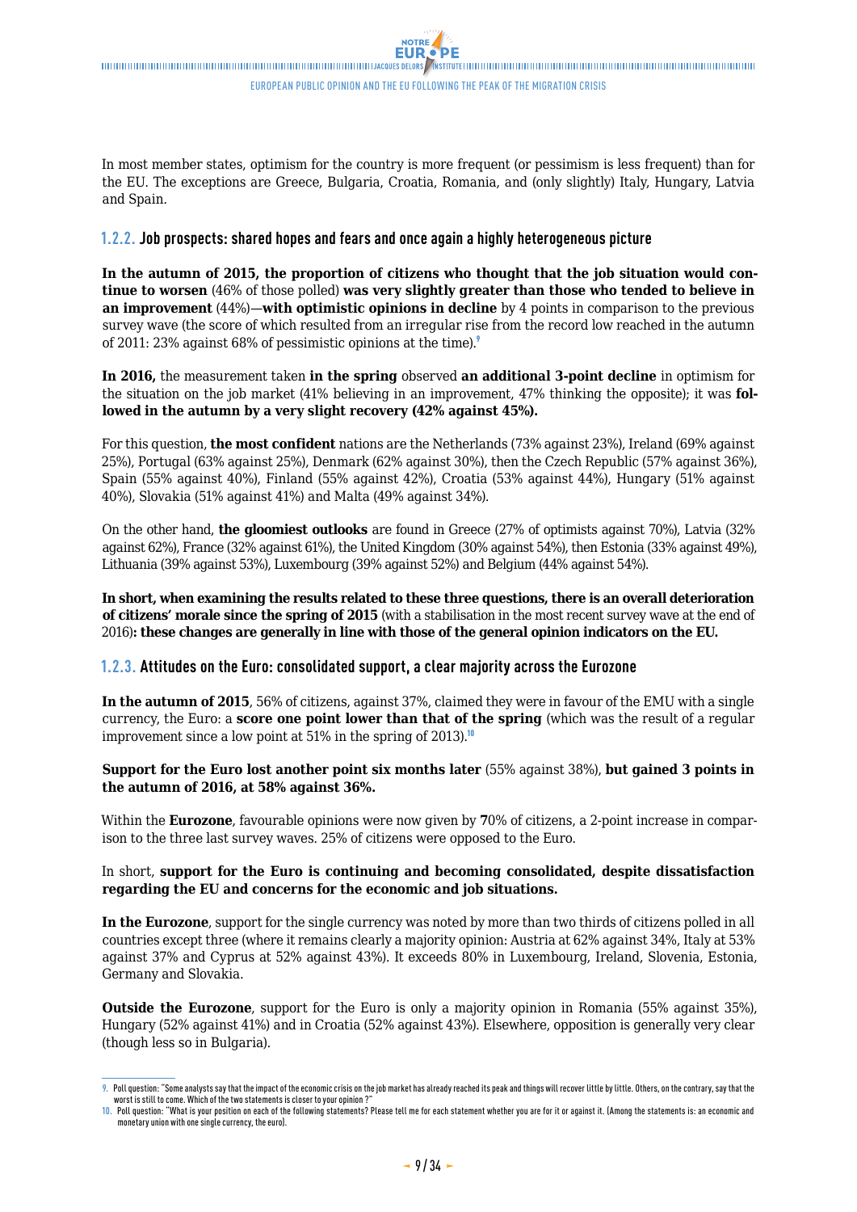In most member states, optimism for the country is more frequent (or pessimism is less frequent) than for the EU. The exceptions are Greece, Bulgaria, Croatia, Romania, and (only slightly) Italy, Hungary, Latvia and Spain.

### 1.2.2. Job prospects: shared hopes and fears and once again a highly heterogeneous picture

**In the autumn of 2015, the proportion of citizens who thought that the job situation would continue to worsen** (46% of those polled) **was very slightly greater than those who tended to believe in an improvement** (44%)—**with optimistic opinions in decline** by 4 points in comparison to the previous survey wave (the score of which resulted from an irregular rise from the record low reached in the autumn of 2011: 23% against 68% of pessimistic opinions at the time).[9]

**In 2016,** the measurement taken **in the spring** observed **an additional 3-point decline** in optimism for the situation on the job market (41% believing in an improvement, 47% thinking the opposite); it was **followed in the autumn by a very slight recovery (42% against 45%).**

For this question, **the most confident** nations are the Netherlands (73% against 23%), Ireland (69% against 25%), Portugal (63% against 25%), Denmark (62% against 30%), then the Czech Republic (57% against 36%), Spain (55% against 40%), Finland (55% against 42%), Croatia (53% against 44%), Hungary (51% against 40%), Slovakia (51% against 41%) and Malta (49% against 34%).

On the other hand, **the gloomiest outlooks** are found in Greece (27% of optimists against 70%), Latvia (32% against 62%), France (32% against 61%), the United Kingdom (30% against 54%), then Estonia (33% against 49%), Lithuania (39% against 53%), Luxembourg (39% against 52%) and Belgium (44% against 54%).

**In short, when examining the results related to these three questions, there is an overall deterioration of citizens' morale since the spring of 2015** (with a stabilisation in the most recent survey wave at the end of 2016)**: these changes are generally in line with those of the general opinion indicators on the EU.**

### 1.2.3. Attitudes on the Euro: consolidated support, a clear majority across the Eurozone

**In the autumn of 2015**, 56% of citizens, against 37%, claimed they were in favour of the EMU with a single currency, the Euro: a **score one point lower than that of the spring** (which was the result of a regular improvement since a low point at 51% in the spring of 2013).[10]

**Support for the Euro lost another point six months later** (55% against 38%), **but gained 3 points in the autumn of 2016, at 58% against 36%.**

Within the **Eurozone**, favourable opinions were now given by **7**0% of citizens, a 2-point increase in comparison to the three last survey waves. 25% of citizens were opposed to the Euro.

In short, **support for the Euro is continuing and becoming consolidated, despite dissatisfaction regarding the EU and concerns for the economic and job situations.**

**In the Eurozone**, support for the single currency was noted by more than two thirds of citizens polled in all countries except three (where it remains clearly a majority opinion: Austria at 62% against 34%, Italy at 53% against 37% and Cyprus at 52% against 43%). It exceeds 80% in Luxembourg, Ireland, Slovenia, Estonia, Germany and Slovakia.

**Outside the Eurozone**, support for the Euro is only a majority opinion in Romania (55% against 35%), Hungary (52% against 41%) and in Croatia (52% against 43%). Elsewhere, opposition is generally very clear (though less so in Bulgaria).

---

9. Poll question: "Some analysts say that the impact of the economic crisis on the job market has already reached its peak and things will recover little by little. Others, on the contrary, say that the worst is still to come. Which of the two statements is closer to your opinion ?"

10. Poll question: "What is your position on each of the following statements? Please tell me for each statement whether you are for it or against it. (Among the statements is: an economic and monetary union with one single currency, the euro).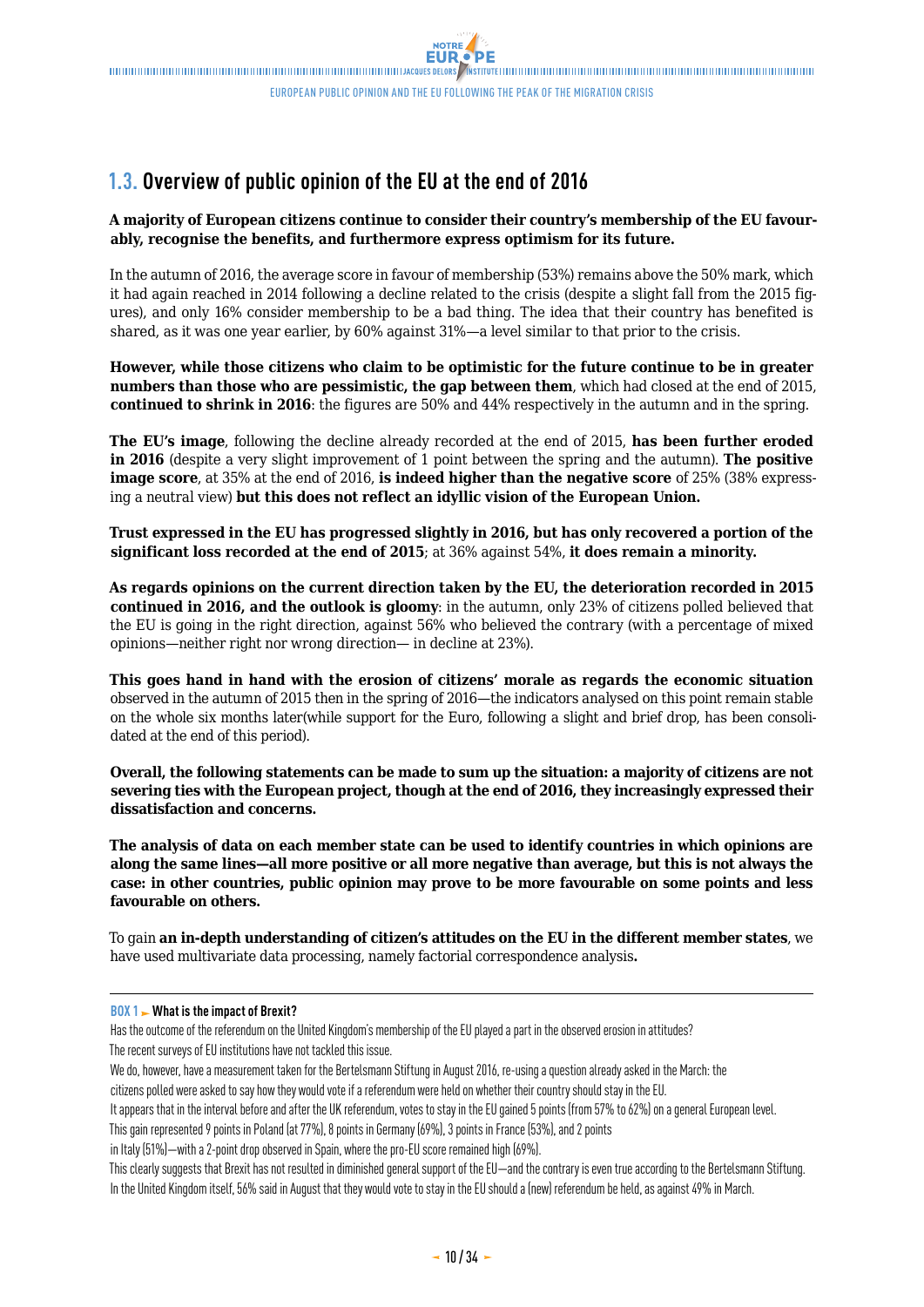## 1.3. Overview of public opinion of the EU at the end of 2016

**A majority of European citizens continue to consider their country's membership of the EU favourably, recognise the benefits, and furthermore express optimism for its future.**

In the autumn of 2016, the average score in favour of membership (53%) remains above the 50% mark, which it had again reached in 2014 following a decline related to the crisis (despite a slight fall from the 2015 figures), and only 16% consider membership to be a bad thing. The idea that their country has benefited is shared, as it was one year earlier, by 60% against 31%—a level similar to that prior to the crisis.

**However, while those citizens who claim to be optimistic for the future continue to be in greater numbers than those who are pessimistic, the gap between them**, which had closed at the end of 2015, **continued to shrink in 2016**: the figures are 50% and 44% respectively in the autumn and in the spring.

**The EU's image**, following the decline already recorded at the end of 2015, **has been further eroded in 2016** (despite a very slight improvement of 1 point between the spring and the autumn). **The positive image score**, at 35% at the end of 2016, **is indeed higher than the negative score** of 25% (38% expressing a neutral view) **but this does not reflect an idyllic vision of the European Union.**

**Trust expressed in the EU has progressed slightly in 2016, but has only recovered a portion of the significant loss recorded at the end of 2015**; at 36% against 54%, **it does remain a minority.**

**As regards opinions on the current direction taken by the EU, the deterioration recorded in 2015 continued in 2016, and the outlook is gloomy**: in the autumn, only 23% of citizens polled believed that the EU is going in the right direction, against 56% who believed the contrary (with a percentage of mixed opinions—neither right nor wrong direction— in decline at 23%).

**This goes hand in hand with the erosion of citizens' morale as regards the economic situation** observed in the autumn of 2015 then in the spring of 2016—the indicators analysed on this point remain stable on the whole six months later(while support for the Euro, following a slight and brief drop, has been consolidated at the end of this period).

**Overall, the following statements can be made to sum up the situation: a majority of citizens are not severing ties with the European project, though at the end of 2016, they increasingly expressed their dissatisfaction and concerns.**

**The analysis of data on each member state can be used to identify countries in which opinions are along the same lines—all more positive or all more negative than average, but this is not always the case: in other countries, public opinion may prove to be more favourable on some points and less favourable on others.**

To gain **an in-depth understanding of citizen's attitudes on the EU in the different member states**, we have used multivariate data processing, namely factorial correspondence analysis**.**

---

**BOX 1 ► What is the impact of Brexit?**

Has the outcome of the referendum on the United Kingdom's membership of the EU played a part in the observed erosion in attitudes?
The recent surveys of EU institutions have not tackled this issue.
We do, however, have a measurement taken for the Bertelsmann Stiftung in August 2016, re-using a question already asked in the March: the citizens polled were asked to say how they would vote if a referendum were held on whether their country should stay in the EU.
It appears that in the interval before and after the UK referendum, votes to stay in the EU gained 5 points (from 57% to 62%) on a general European level. This gain represented 9 points in Poland (at 77%), 8 points in Germany (69%), 3 points in France (53%), and 2 points in Italy (51%)—with a 2-point drop observed in Spain, where the pro-EU score remained high (69%).
This clearly suggests that Brexit has not resulted in diminished general support of the EU—and the contrary is even true according to the Bertelsmann Stiftung. In the United Kingdom itself, 56% said in August that they would vote to stay in the EU should a (new) referendum be held, as against 49% in March.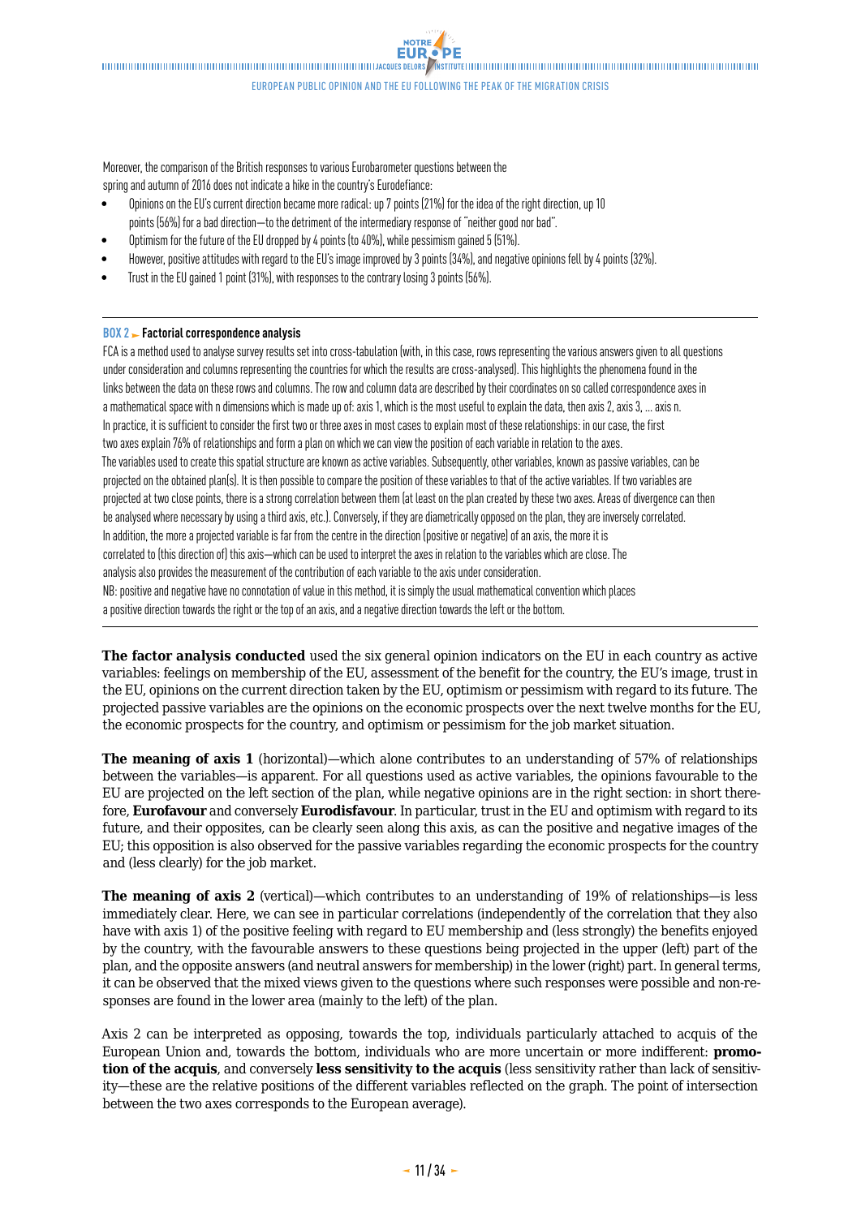Moreover, the comparison of the British responses to various Eurobarometer questions between the spring and autumn of 2016 does not indicate a hike in the country's Eurodefiance:

- Opinions on the EU's current direction became more radical: up 7 points (21%) for the idea of the right direction, up 10 points (56%) for a bad direction—to the detriment of the intermediary response of "neither good nor bad".
- Optimism for the future of the EU dropped by 4 points (to 40%), while pessimism gained 5 (51%).
- However, positive attitudes with regard to the EU's image improved by 3 points (34%), and negative opinions fell by 4 points (32%).
- Trust in the EU gained 1 point (31%), with responses to the contrary losing 3 points (56%).

---

**BOX 2 ► Factorial correspondence analysis**

FCA is a method used to analyse survey results set into cross-tabulation (with, in this case, rows representing the various answers given to all questions under consideration and columns representing the countries for which the results are cross-analysed). This highlights the phenomena found in the links between the data on these rows and columns. The row and column data are described by their coordinates on so called correspondence axes in a mathematical space with n dimensions which is made up of: axis 1, which is the most useful to explain the data, then axis 2, axis 3, … axis n. In practice, it is sufficient to consider the first two or three axes in most cases to explain most of these relationships: in our case, the first two axes explain 76% of relationships and form a plan on which we can view the position of each variable in relation to the axes.
The variables used to create this spatial structure are known as active variables. Subsequently, other variables, known as passive variables, can be projected on the obtained plan(s). It is then possible to compare the position of these variables to that of the active variables. If two variables are projected at two close points, there is a strong correlation between them (at least on the plan created by these two axes. Areas of divergence can then be analysed where necessary by using a third axis, etc.). Conversely, if they are diametrically opposed on the plan, they are inversely correlated.
In addition, the more a projected variable is far from the centre in the direction (positive or negative) of an axis, the more it is correlated to (this direction of) this axis—which can be used to interpret the axes in relation to the variables which are close. The analysis also provides the measurement of the contribution of each variable to the axis under consideration.
NB: positive and negative have no connotation of value in this method, it is simply the usual mathematical convention which places a positive direction towards the right or the top of an axis, and a negative direction towards the left or the bottom.

---

**The factor analysis conducted** used the six general opinion indicators on the EU in each country as active variables: feelings on membership of the EU, assessment of the benefit for the country, the EU's image, trust in the EU, opinions on the current direction taken by the EU, optimism or pessimism with regard to its future. The projected passive variables are the opinions on the economic prospects over the next twelve months for the EU, the economic prospects for the country, and optimism or pessimism for the job market situation.

**The meaning of axis 1** (horizontal)—which alone contributes to an understanding of 57% of relationships between the variables—is apparent. For all questions used as active variables, the opinions favourable to the EU are projected on the left section of the plan, while negative opinions are in the right section: in short therefore, **Eurofavour** and conversely **Eurodisfavour**. In particular, trust in the EU and optimism with regard to its future, and their opposites, can be clearly seen along this axis, as can the positive and negative images of the EU; this opposition is also observed for the passive variables regarding the economic prospects for the country and (less clearly) for the job market.

**The meaning of axis 2** (vertical)—which contributes to an understanding of 19% of relationships—is less immediately clear. Here, we can see in particular correlations (independently of the correlation that they also have with axis 1) of the positive feeling with regard to EU membership and (less strongly) the benefits enjoyed by the country, with the favourable answers to these questions being projected in the upper (left) part of the plan, and the opposite answers (and neutral answers for membership) in the lower (right) part. In general terms, it can be observed that the mixed views given to the questions where such responses were possible and non-responses are found in the lower area (mainly to the left) of the plan.

Axis 2 can be interpreted as opposing, towards the top, individuals particularly attached to acquis of the European Union and, towards the bottom, individuals who are more uncertain or more indifferent: **promotion of the acquis**, and conversely **less sensitivity to the acquis** (less sensitivity rather than lack of sensitivity—these are the relative positions of the different variables reflected on the graph. The point of intersection between the two axes corresponds to the European average).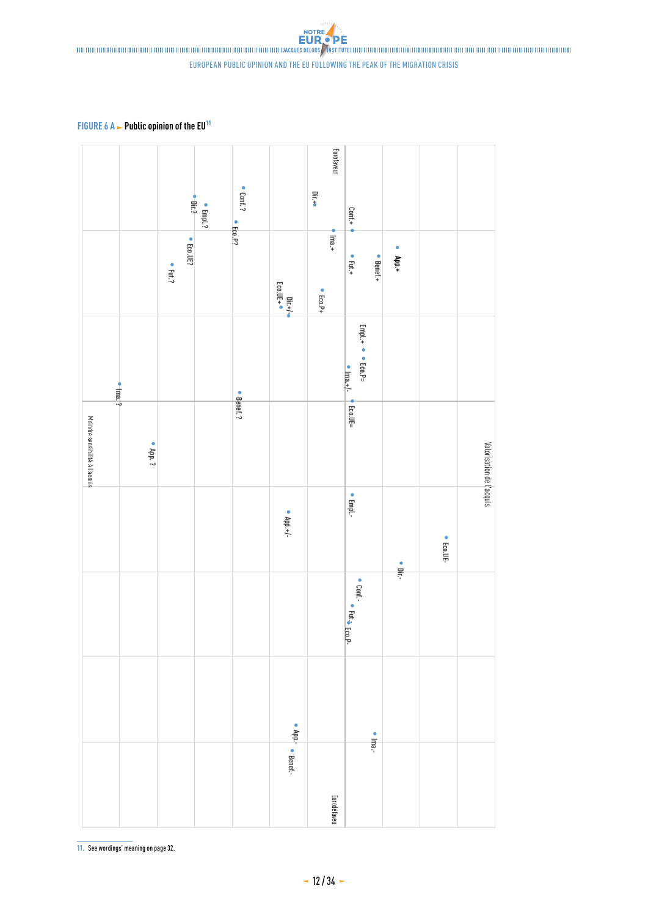**FIGURE 6 A ► Public opinion of the EU**[11]

Eurofaveur

Eurodéfaveur

Moindre sensibilité à l'acquis

Valorisation de l'acquis

Conf. ? · Dir.? · Empl. ? · Eco.P? · Eco.UE? · Fut. ? · Dir.+ · Conf.+ · Ima.+ · Fut.+ · Benef.+ · App.+ · Eco.P+ · Eco.UE+ · Dir.+/- · Empl.+ · Eco.P= · Ima.+/- · Ima. ? · Benef. ? · Eco.UE= · App. ? · Empl.- · App.+/- · Eco.UE- · Dir.- · Conf.- · Fut.- · Eco.P- · App.- · Benef.- · Ima.-

11. See wordings' meaning on page 32.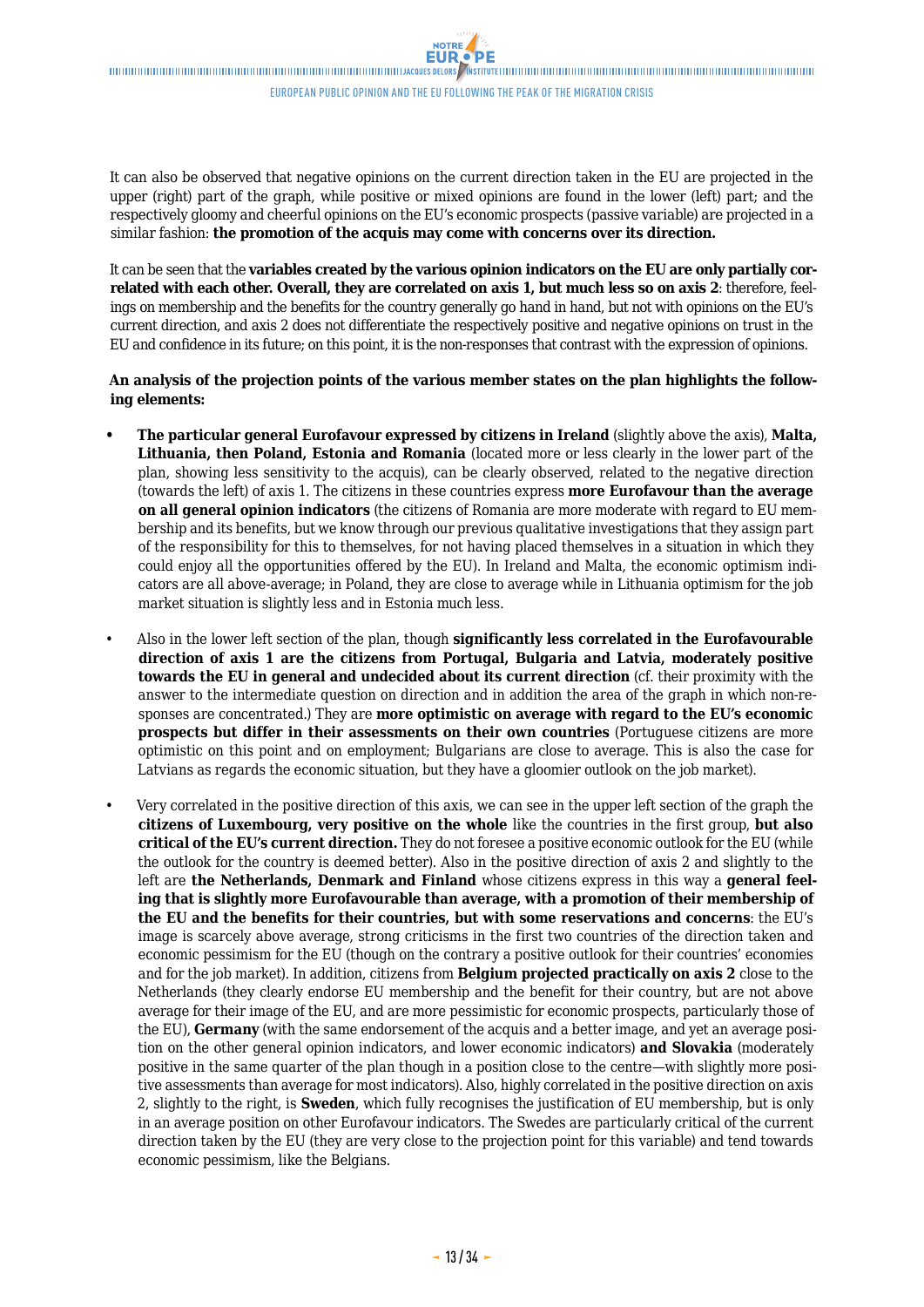It can also be observed that negative opinions on the current direction taken in the EU are projected in the upper (right) part of the graph, while positive or mixed opinions are found in the lower (left) part; and the respectively gloomy and cheerful opinions on the EU's economic prospects (passive variable) are projected in a similar fashion: **the promotion of the acquis may come with concerns over its direction.**

It can be seen that the **variables created by the various opinion indicators on the EU are only partially correlated with each other. Overall, they are correlated on axis 1, but much less so on axis 2**: therefore, feelings on membership and the benefits for the country generally go hand in hand, but not with opinions on the EU's current direction, and axis 2 does not differentiate the respectively positive and negative opinions on trust in the EU and confidence in its future; on this point, it is the non-responses that contrast with the expression of opinions.

**An analysis of the projection points of the various member states on the plan highlights the following elements:**

- **The particular general Eurofavour expressed by citizens in Ireland** (slightly above the axis), **Malta, Lithuania, then Poland, Estonia and Romania** (located more or less clearly in the lower part of the plan, showing less sensitivity to the acquis), can be clearly observed, related to the negative direction (towards the left) of axis 1. The citizens in these countries express **more Eurofavour than the average on all general opinion indicators** (the citizens of Romania are more moderate with regard to EU membership and its benefits, but we know through our previous qualitative investigations that they assign part of the responsibility for this to themselves, for not having placed themselves in a situation in which they could enjoy all the opportunities offered by the EU). In Ireland and Malta, the economic optimism indicators are all above-average; in Poland, they are close to average while in Lithuania optimism for the job market situation is slightly less and in Estonia much less.
- Also in the lower left section of the plan, though **significantly less correlated in the Eurofavourable direction of axis 1 are the citizens from Portugal, Bulgaria and Latvia, moderately positive towards the EU in general and undecided about its current direction** (cf. their proximity with the answer to the intermediate question on direction and in addition the area of the graph in which non-responses are concentrated.) They are **more optimistic on average with regard to the EU's economic prospects but differ in their assessments on their own countries** (Portuguese citizens are more optimistic on this point and on employment; Bulgarians are close to average. This is also the case for Latvians as regards the economic situation, but they have a gloomier outlook on the job market).
- Very correlated in the positive direction of this axis, we can see in the upper left section of the graph the **citizens of Luxembourg, very positive on the whole** like the countries in the first group, **but also critical of the EU's current direction.** They do not foresee a positive economic outlook for the EU (while the outlook for the country is deemed better). Also in the positive direction of axis 2 and slightly to the left are **the Netherlands, Denmark and Finland** whose citizens express in this way a **general feeling that is slightly more Eurofavourable than average, with a promotion of their membership of the EU and the benefits for their countries, but with some reservations and concerns**: the EU's image is scarcely above average, strong criticisms in the first two countries of the direction taken and economic pessimism for the EU (though on the contrary a positive outlook for their countries' economies and for the job market). In addition, citizens from **Belgium projected practically on axis 2** close to the Netherlands (they clearly endorse EU membership and the benefit for their country, but are not above average for their image of the EU, and are more pessimistic for economic prospects, particularly those of the EU), **Germany** (with the same endorsement of the acquis and a better image, and yet an average position on the other general opinion indicators, and lower economic indicators) **and Slovakia** (moderately positive in the same quarter of the plan though in a position close to the centre—with slightly more positive assessments than average for most indicators). Also, highly correlated in the positive direction on axis 2, slightly to the right, is **Sweden**, which fully recognises the justification of EU membership, but is only in an average position on other Eurofavour indicators. The Swedes are particularly critical of the current direction taken by the EU (they are very close to the projection point for this variable) and tend towards economic pessimism, like the Belgians.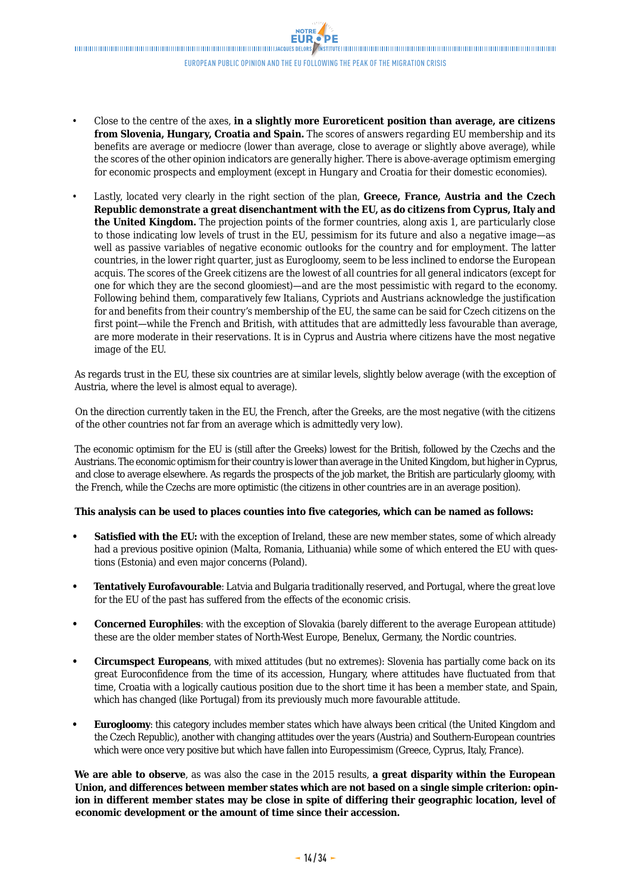- Close to the centre of the axes, **in a slightly more Euroreticent position than average, are citizens from Slovenia, Hungary, Croatia and Spain.** The scores of answers regarding EU membership and its benefits are average or mediocre (lower than average, close to average or slightly above average), while the scores of the other opinion indicators are generally higher. There is above-average optimism emerging for economic prospects and employment (except in Hungary and Croatia for their domestic economies).

- Lastly, located very clearly in the right section of the plan, **Greece, France, Austria and the Czech Republic demonstrate a great disenchantment with the EU, as do citizens from Cyprus, Italy and the United Kingdom.** The projection points of the former countries, along axis 1, are particularly close to those indicating low levels of trust in the EU, pessimism for its future and also a negative image—as well as passive variables of negative economic outlooks for the country and for employment. The latter countries, in the lower right quarter, just as Eurogloomy, seem to be less inclined to endorse the European acquis. The scores of the Greek citizens are the lowest of all countries for all general indicators (except for one for which they are the second gloomiest)—and are the most pessimistic with regard to the economy. Following behind them, comparatively few Italians, Cypriots and Austrians acknowledge the justification for and benefits from their country's membership of the EU, the same can be said for Czech citizens on the first point—while the French and British, with attitudes that are admittedly less favourable than average, are more moderate in their reservations. It is in Cyprus and Austria where citizens have the most negative image of the EU.

As regards trust in the EU, these six countries are at similar levels, slightly below average (with the exception of Austria, where the level is almost equal to average).

On the direction currently taken in the EU, the French, after the Greeks, are the most negative (with the citizens of the other countries not far from an average which is admittedly very low).

The economic optimism for the EU is (still after the Greeks) lowest for the British, followed by the Czechs and the Austrians. The economic optimism for their country is lower than average in the United Kingdom, but higher in Cyprus, and close to average elsewhere. As regards the prospects of the job market, the British are particularly gloomy, with the French, while the Czechs are more optimistic (the citizens in other countries are in an average position).

**This analysis can be used to places counties into five categories, which can be named as follows:**

- **Satisfied with the EU:** with the exception of Ireland, these are new member states, some of which already had a previous positive opinion (Malta, Romania, Lithuania) while some of which entered the EU with questions (Estonia) and even major concerns (Poland).

- **Tentatively Eurofavourable**: Latvia and Bulgaria traditionally reserved, and Portugal, where the great love for the EU of the past has suffered from the effects of the economic crisis.

- **Concerned Europhiles**: with the exception of Slovakia (barely different to the average European attitude) these are the older member states of North-West Europe, Benelux, Germany, the Nordic countries.

- **Circumspect Europeans**, with mixed attitudes (but no extremes): Slovenia has partially come back on its great Euroconfidence from the time of its accession, Hungary, where attitudes have fluctuated from that time, Croatia with a logically cautious position due to the short time it has been a member state, and Spain, which has changed (like Portugal) from its previously much more favourable attitude.

- **Eurogloomy**: this category includes member states which have always been critical (the United Kingdom and the Czech Republic), another with changing attitudes over the years (Austria) and Southern-European countries which were once very positive but which have fallen into Europessimism (Greece, Cyprus, Italy, France).

**We are able to observe**, as was also the case in the 2015 results, **a great disparity within the European Union, and differences between member states which are not based on a single simple criterion: opinion in different member states may be close in spite of differing their geographic location, level of economic development or the amount of time since their accession.**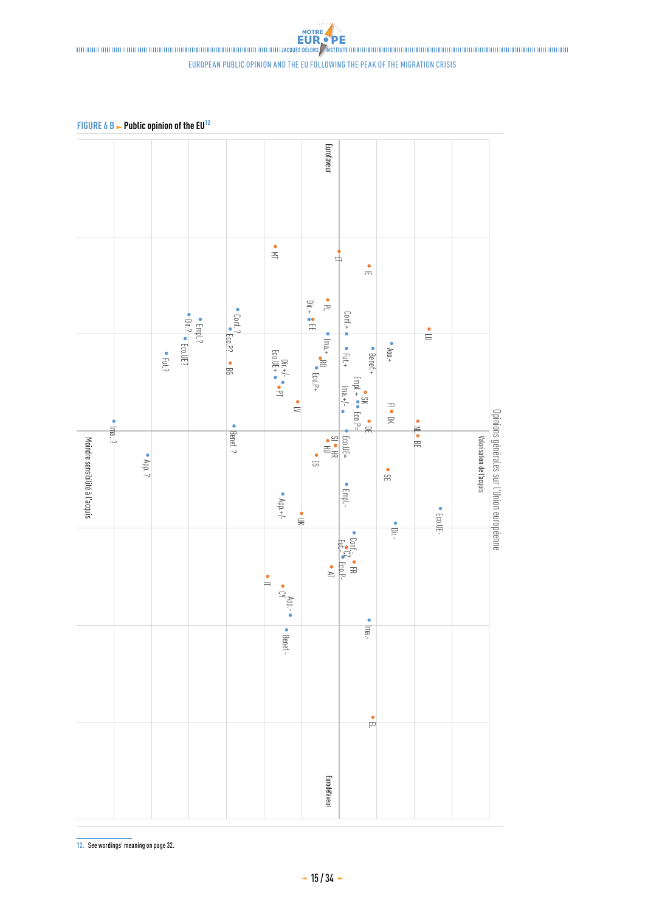**FIGURE 6 B ► Public opinion of the EU**[12]

Eurofaveur

Eurodéfaveur

Moindre sensibilité à l'acquis

Valorisation de l'acquis

Opinions générales sur l'Union européenne

MT, LT, IE, PL, Dir.+, EE, Conf.+, LU, Conf.?, Empl.?, Dir.?, Eco.P?, Eco.UE?, Fut.?, BG, Ima.+, RO, Eco.P+, Fut.+, Benef.+, App.+, Dir.+/-, Eco.UE+, PT, LV, Empl.+, SK, Ima.+/-, Eco.P=, FI, DK, DE, NL, BE, Ima.?, Benef.?, SI, HU, HR, Eco.UE=, App.?, ES, SE, App.+/-, Empl.-, UK, Eco.UE-, Dir.-, Conf.-, CZ, Fut.-, FR, Eco.P-, AT, IT, CY, App.-, Ima.-, Benef.-, EL

12. See wordings' meaning on page 32.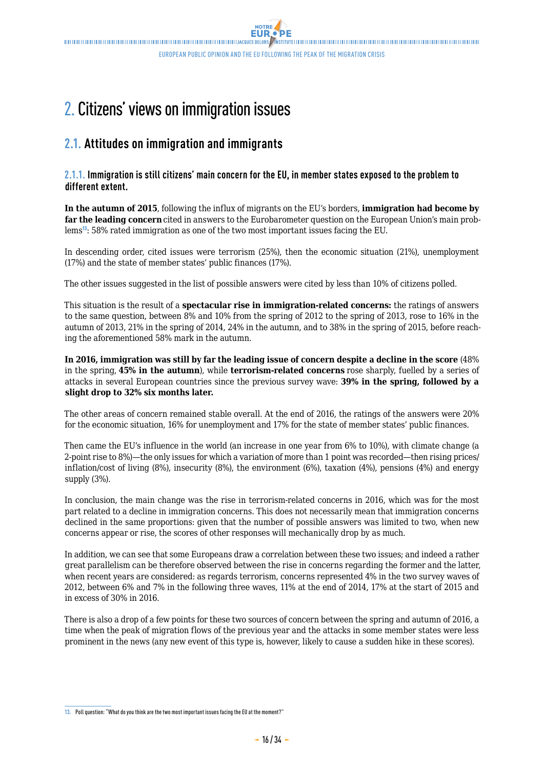# 2. Citizens' views on immigration issues

## 2.1. Attitudes on immigration and immigrants

### 2.1.1. Immigration is still citizens' main concern for the EU, in member states exposed to the problem to different extent.

**In the autumn of 2015**, following the influx of migrants on the EU's borders, **immigration had become by far the leading concern** cited in answers to the Eurobarometer question on the European Union's main problems[13]: 58% rated immigration as one of the two most important issues facing the EU.

In descending order, cited issues were terrorism (25%), then the economic situation (21%), unemployment (17%) and the state of member states' public finances (17%).

The other issues suggested in the list of possible answers were cited by less than 10% of citizens polled.

This situation is the result of a **spectacular rise in immigration-related concerns:** the ratings of answers to the same question, between 8% and 10% from the spring of 2012 to the spring of 2013, rose to 16% in the autumn of 2013, 21% in the spring of 2014, 24% in the autumn, and to 38% in the spring of 2015, before reaching the aforementioned 58% mark in the autumn.

**In 2016, immigration was still by far the leading issue of concern despite a decline in the score** (48% in the spring, **45% in the autumn**), while **terrorism-related concerns** rose sharply, fuelled by a series of attacks in several European countries since the previous survey wave: **39% in the spring, followed by a slight drop to 32% six months later.**

The other areas of concern remained stable overall. At the end of 2016, the ratings of the answers were 20% for the economic situation, 16% for unemployment and 17% for the state of member states' public finances.

Then came the EU's influence in the world (an increase in one year from 6% to 10%), with climate change (a 2-point rise to 8%)—the only issues for which a variation of more than 1 point was recorded—then rising prices/inflation/cost of living (8%), insecurity (8%), the environment (6%), taxation (4%), pensions (4%) and energy supply (3%).

In conclusion, the main change was the rise in terrorism-related concerns in 2016, which was for the most part related to a decline in immigration concerns. This does not necessarily mean that immigration concerns declined in the same proportions: given that the number of possible answers was limited to two, when new concerns appear or rise, the scores of other responses will mechanically drop by as much.

In addition, we can see that some Europeans draw a correlation between these two issues; and indeed a rather great parallelism can be therefore observed between the rise in concerns regarding the former and the latter, when recent years are considered: as regards terrorism, concerns represented 4% in the two survey waves of 2012, between 6% and 7% in the following three waves, 11% at the end of 2014, 17% at the start of 2015 and in excess of 30% in 2016.

There is also a drop of a few points for these two sources of concern between the spring and autumn of 2016, a time when the peak of migration flows of the previous year and the attacks in some member states were less prominent in the news (any new event of this type is, however, likely to cause a sudden hike in these scores).

---

13. Poll question: "What do you think are the two most important issues facing the EU at the moment?"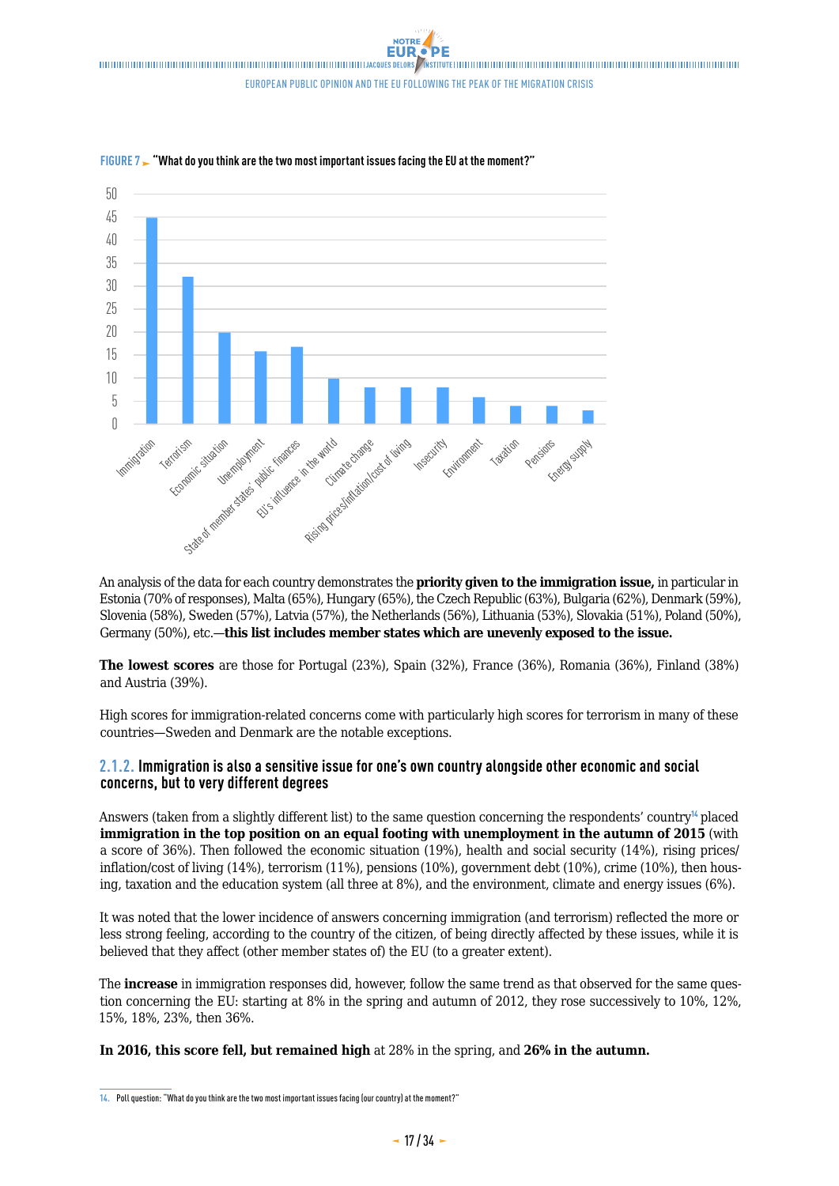**FIGURE 7** "What do you think are the two most important issues facing the EU at the moment?"

An analysis of the data for each country demonstrates the **priority given to the immigration issue,** in particular in Estonia (70% of responses), Malta (65%), Hungary (65%), the Czech Republic (63%), Bulgaria (62%), Denmark (59%), Slovenia (58%), Sweden (57%), Latvia (57%), the Netherlands (56%), Lithuania (53%), Slovakia (51%), Poland (50%), Germany (50%), etc.—**this list includes member states which are unevenly exposed to the issue.**

**The lowest scores** are those for Portugal (23%), Spain (32%), France (36%), Romania (36%), Finland (38%) and Austria (39%).

High scores for immigration-related concerns come with particularly high scores for terrorism in many of these countries—Sweden and Denmark are the notable exceptions.

### 2.1.2. Immigration is also a sensitive issue for one's own country alongside other economic and social concerns, but to very different degrees

Answers (taken from a slightly different list) to the same question concerning the respondents' country[14] placed **immigration in the top position on an equal footing with unemployment in the autumn of 2015** (with a score of 36%). Then followed the economic situation (19%), health and social security (14%), rising prices/inflation/cost of living (14%), terrorism (11%), pensions (10%), government debt (10%), crime (10%), then housing, taxation and the education system (all three at 8%), and the environment, climate and energy issues (6%).

It was noted that the lower incidence of answers concerning immigration (and terrorism) reflected the more or less strong feeling, according to the country of the citizen, of being directly affected by these issues, while it is believed that they affect (other member states of) the EU (to a greater extent).

The **increase** in immigration responses did, however, follow the same trend as that observed for the same question concerning the EU: starting at 8% in the spring and autumn of 2012, they rose successively to 10%, 12%, 15%, 18%, 23%, then 36%.

**In 2016, this score fell, but remained high** at 28% in the spring, and **26% in the autumn.**

14. Poll question: "What do you think are the two most important issues facing (our country) at the moment?"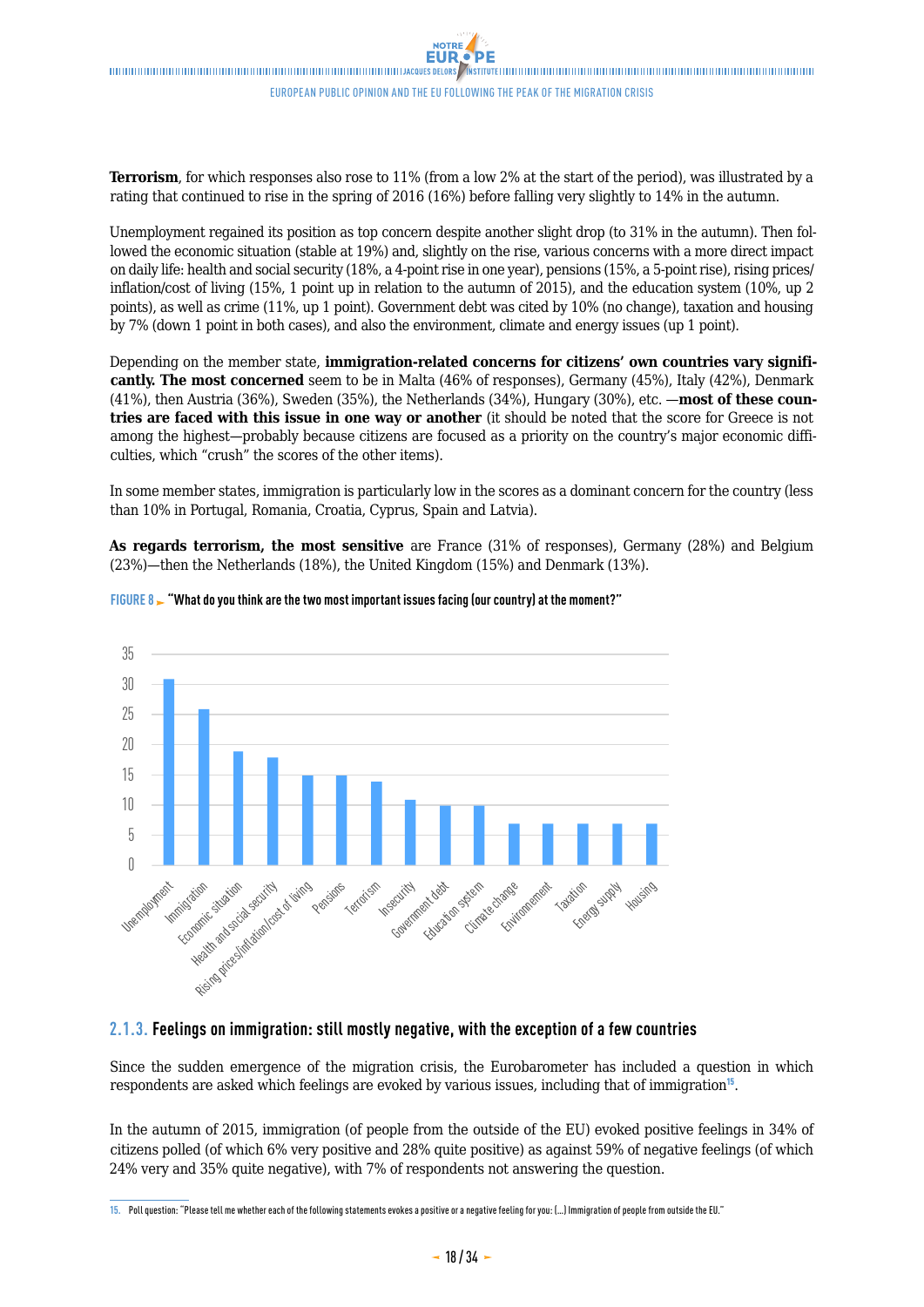**Terrorism**, for which responses also rose to 11% (from a low 2% at the start of the period), was illustrated by a rating that continued to rise in the spring of 2016 (16%) before falling very slightly to 14% in the autumn.

Unemployment regained its position as top concern despite another slight drop (to 31% in the autumn). Then followed the economic situation (stable at 19%) and, slightly on the rise, various concerns with a more direct impact on daily life: health and social security (18%, a 4-point rise in one year), pensions (15%, a 5-point rise), rising prices/inflation/cost of living (15%, 1 point up in relation to the autumn of 2015), and the education system (10%, up 2 points), as well as crime (11%, up 1 point). Government debt was cited by 10% (no change), taxation and housing by 7% (down 1 point in both cases), and also the environment, climate and energy issues (up 1 point).

Depending on the member state, **immigration-related concerns for citizens' own countries vary significantly. The most concerned** seem to be in Malta (46% of responses), Germany (45%), Italy (42%), Denmark (41%), then Austria (36%), Sweden (35%), the Netherlands (34%), Hungary (30%), etc. —**most of these countries are faced with this issue in one way or another** (it should be noted that the score for Greece is not among the highest—probably because citizens are focused as a priority on the country's major economic difficulties, which "crush" the scores of the other items).

In some member states, immigration is particularly low in the scores as a dominant concern for the country (less than 10% in Portugal, Romania, Croatia, Cyprus, Spain and Latvia).

**As regards terrorism, the most sensitive** are France (31% of responses), Germany (28%) and Belgium (23%)—then the Netherlands (18%), the United Kingdom (15%) and Denmark (13%).

**FIGURE 8** ► **"What do you think are the two most important issues facing (our country) at the moment?"**

| Issue | % |
|---|---|
| Unemployment | 31 |
| Immigration | 26 |
| Economic situation | 19 |
| Health and social security | 18 |
| Rising prices/inflation/cost of living | 15 |
| Pensions | 15 |
| Terrorism | 14 |
| Insecurity | 11 |
| Government debt | 10 |
| Education system | 10 |
| Climate change | 7 |
| Environment | 7 |
| Taxation | 7 |
| Energy supply | 7 |
| Housing | 7 |

### 2.1.3. Feelings on immigration: still mostly negative, with the exception of a few countries

Since the sudden emergence of the migration crisis, the Eurobarometer has included a question in which respondents are asked which feelings are evoked by various issues, including that of immigration[15].

In the autumn of 2015, immigration (of people from the outside of the EU) evoked positive feelings in 34% of citizens polled (of which 6% very positive and 28% quite positive) as against 59% of negative feelings (of which 24% very and 35% quite negative), with 7% of respondents not answering the question.

15. Poll question: "Please tell me whether each of the following statements evokes a positive or a negative feeling for you: (...) Immigration of people from outside the EU."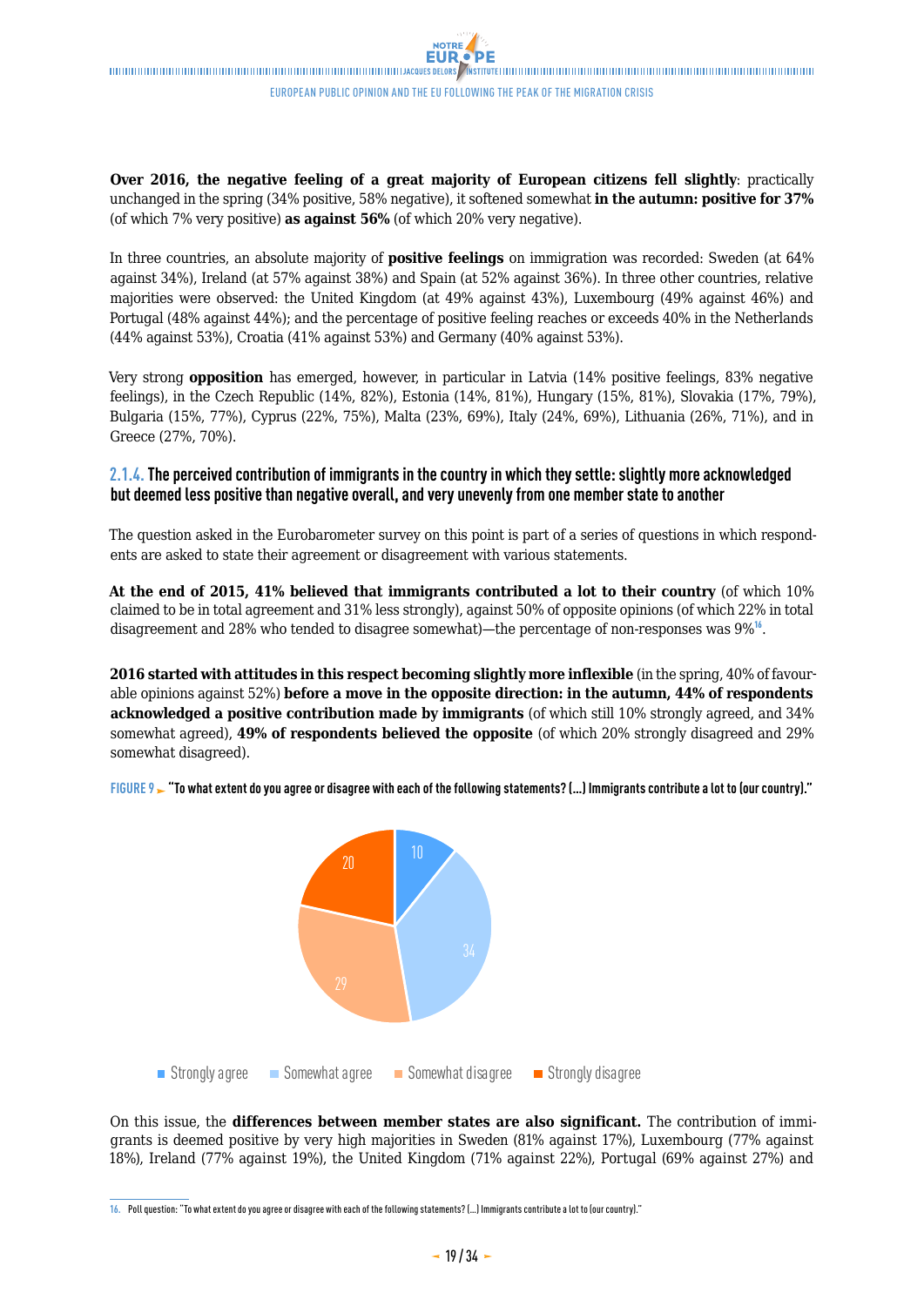**Over 2016, the negative feeling of a great majority of European citizens fell slightly**: practically unchanged in the spring (34% positive, 58% negative), it softened somewhat **in the autumn: positive for 37%** (of which 7% very positive) **as against 56%** (of which 20% very negative).

In three countries, an absolute majority of **positive feelings** on immigration was recorded: Sweden (at 64% against 34%), Ireland (at 57% against 38%) and Spain (at 52% against 36%). In three other countries, relative majorities were observed: the United Kingdom (at 49% against 43%), Luxembourg (49% against 46%) and Portugal (48% against 44%); and the percentage of positive feeling reaches or exceeds 40% in the Netherlands (44% against 53%), Croatia (41% against 53%) and Germany (40% against 53%).

Very strong **opposition** has emerged, however, in particular in Latvia (14% positive feelings, 83% negative feelings), in the Czech Republic (14%, 82%), Estonia (14%, 81%), Hungary (15%, 81%), Slovakia (17%, 79%), Bulgaria (15%, 77%), Cyprus (22%, 75%), Malta (23%, 69%), Italy (24%, 69%), Lithuania (26%, 71%), and in Greece (27%, 70%).

### 2.1.4. The perceived contribution of immigrants in the country in which they settle: slightly more acknowledged but deemed less positive than negative overall, and very unevenly from one member state to another

The question asked in the Eurobarometer survey on this point is part of a series of questions in which respondents are asked to state their agreement or disagreement with various statements.

**At the end of 2015, 41% believed that immigrants contributed a lot to their country** (of which 10% claimed to be in total agreement and 31% less strongly), against 50% of opposite opinions (of which 22% in total disagreement and 28% who tended to disagree somewhat)—the percentage of non-responses was 9%[16].

**2016 started with attitudes in this respect becoming slightly more inflexible** (in the spring, 40% of favourable opinions against 52%) **before a move in the opposite direction: in the autumn, 44% of respondents acknowledged a positive contribution made by immigrants** (of which still 10% strongly agreed, and 34% somewhat agreed), **49% of respondents believed the opposite** (of which 20% strongly disagreed and 29% somewhat disagreed).

**FIGURE 9 ► "To what extent do you agree or disagree with each of the following statements? (…) Immigrants contribute a lot to (our country)."**

| Response | % |
|---|---|
| Strongly agree | 10 |
| Somewhat agree | 34 |
| Somewhat disagree | 29 |
| Strongly disagree | 20 |

On this issue, the **differences between member states are also significant.** The contribution of immigrants is deemed positive by very high majorities in Sweden (81% against 17%), Luxembourg (77% against 18%), Ireland (77% against 19%), the United Kingdom (71% against 22%), Portugal (69% against 27%) and

16. Poll question: "To what extent do you agree or disagree with each of the following statements? (…) Immigrants contribute a lot to (our country)."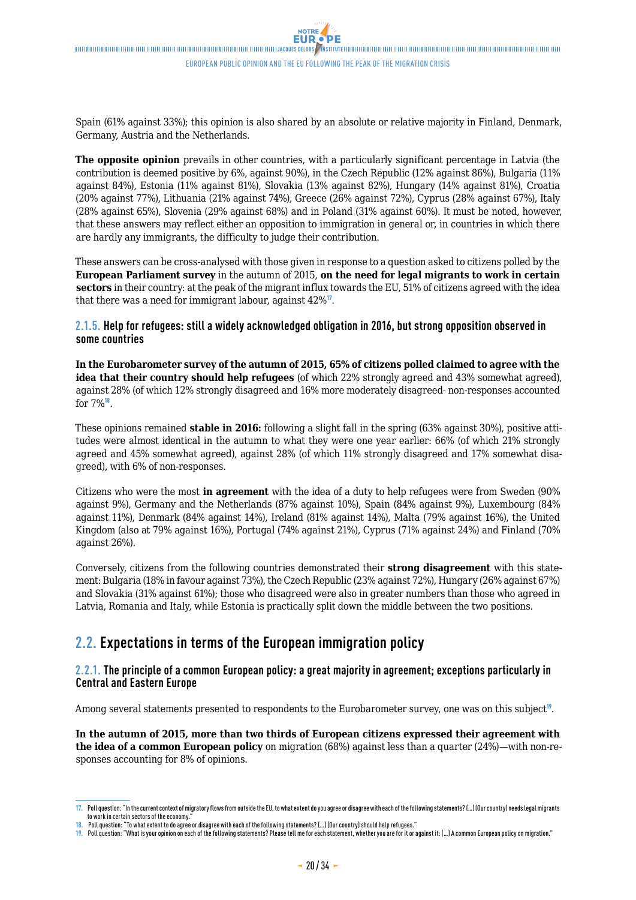Spain (61% against 33%); this opinion is also shared by an absolute or relative majority in Finland, Denmark, Germany, Austria and the Netherlands.

**The opposite opinion** prevails in other countries, with a particularly significant percentage in Latvia (the contribution is deemed positive by 6%, against 90%), in the Czech Republic (12% against 86%), Bulgaria (11% against 84%), Estonia (11% against 81%), Slovakia (13% against 82%), Hungary (14% against 81%), Croatia (20% against 77%), Lithuania (21% against 74%), Greece (26% against 72%), Cyprus (28% against 67%), Italy (28% against 65%), Slovenia (29% against 68%) and in Poland (31% against 60%). It must be noted, however, that these answers may reflect either an opposition to immigration in general or, in countries in which there are hardly any immigrants, the difficulty to judge their contribution.

These answers can be cross-analysed with those given in response to a question asked to citizens polled by the **European Parliament survey** in the autumn of 2015, **on the need for legal migrants to work in certain sectors** in their country: at the peak of the migrant influx towards the EU, 51% of citizens agreed with the idea that there was a need for immigrant labour, against 42%[17].

### 2.1.5. Help for refugees: still a widely acknowledged obligation in 2016, but strong opposition observed in some countries

**In the Eurobarometer survey of the autumn of 2015, 65% of citizens polled claimed to agree with the idea that their country should help refugees** (of which 22% strongly agreed and 43% somewhat agreed), against 28% (of which 12% strongly disagreed and 16% more moderately disagreed- non-responses accounted for 7%[18].

These opinions remained **stable in 2016:** following a slight fall in the spring (63% against 30%), positive attitudes were almost identical in the autumn to what they were one year earlier: 66% (of which 21% strongly agreed and 45% somewhat agreed), against 28% (of which 11% strongly disagreed and 17% somewhat disagreed), with 6% of non-responses.

Citizens who were the most **in agreement** with the idea of a duty to help refugees were from Sweden (90% against 9%), Germany and the Netherlands (87% against 10%), Spain (84% against 9%), Luxembourg (84% against 11%), Denmark (84% against 14%), Ireland (81% against 14%), Malta (79% against 16%), the United Kingdom (also at 79% against 16%), Portugal (74% against 21%), Cyprus (71% against 24%) and Finland (70% against 26%).

Conversely, citizens from the following countries demonstrated their **strong disagreement** with this statement: Bulgaria (18% in favour against 73%), the Czech Republic (23% against 72%), Hungary (26% against 67%) and Slovakia (31% against 61%); those who disagreed were also in greater numbers than those who agreed in Latvia, Romania and Italy, while Estonia is practically split down the middle between the two positions.

## 2.2. Expectations in terms of the European immigration policy

### 2.2.1. The principle of a common European policy: a great majority in agreement; exceptions particularly in Central and Eastern Europe

Among several statements presented to respondents to the Eurobarometer survey, one was on this subject[19].

**In the autumn of 2015, more than two thirds of European citizens expressed their agreement with the idea of a common European policy** on migration (68%) against less than a quarter (24%)—with non-responses accounting for 8% of opinions.

---

17. Poll question: "In the current context of migratory flows from outside the EU, to what extent do you agree or disagree with each of the following statements? (...) (Our country) needs legal migrants to work in certain sectors of the economy."
18. Poll question: "To what extent to do agree or disagree with each of the following statements? (...) (Our country) should help refugees."
19. Poll question: "What is your opinion on each of the following statements? Please tell me for each statement, whether you are for it or against it: (...) A common European policy on migration."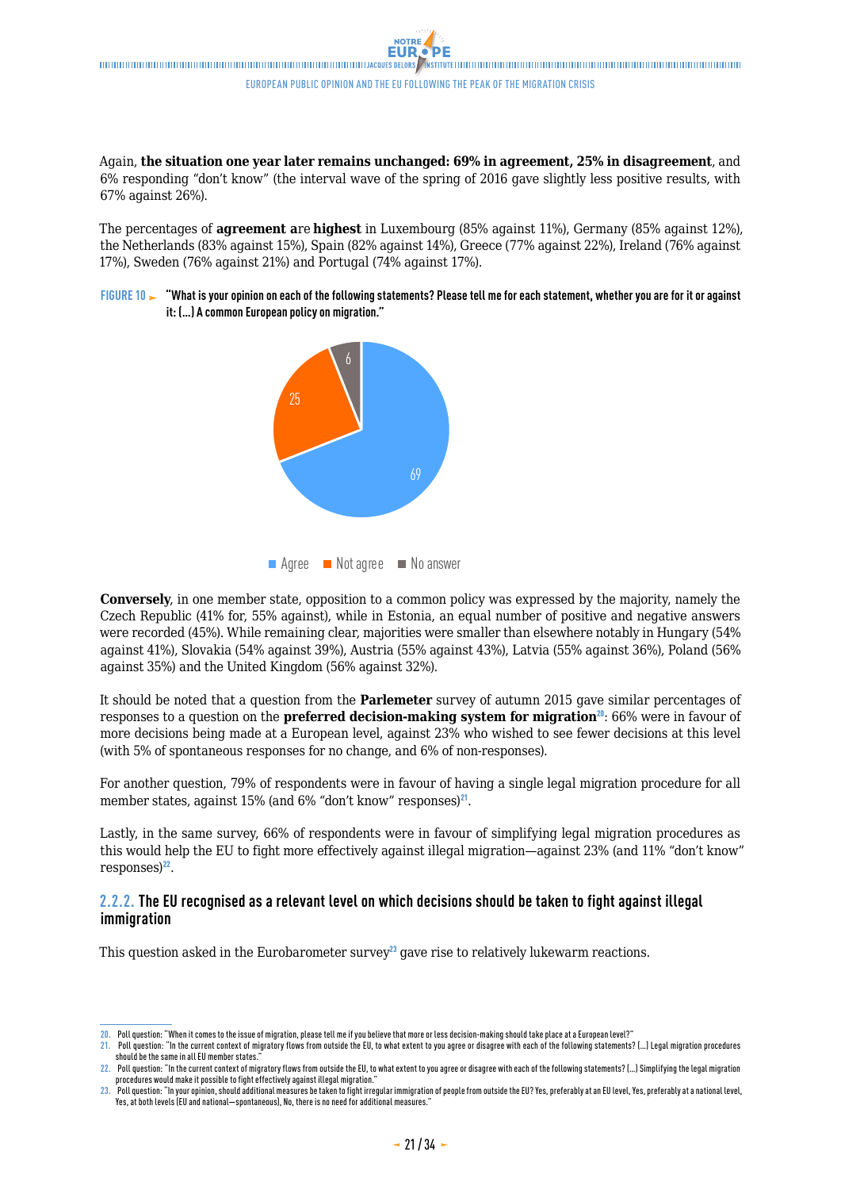Again, **the situation one year later remains unchanged: 69% in agreement, 25% in disagreement**, and 6% responding "don't know" (the interval wave of the spring of 2016 gave slightly less positive results, with 67% against 26%).

The percentages of **agreement a**re **highest** in Luxembourg (85% against 11%), Germany (85% against 12%), the Netherlands (83% against 15%), Spain (82% against 14%), Greece (77% against 22%), Ireland (76% against 17%), Sweden (76% against 21%) and Portugal (74% against 17%).

**FIGURE 10** ► **"What is your opinion on each of the following statements? Please tell me for each statement, whether you are for it or against it: (...) A common European policy on migration."**

| | % |
|---|---|
| Agree | 69 |
| Not agree | 25 |
| No answer | 6 |

**Conversely**, in one member state, opposition to a common policy was expressed by the majority, namely the Czech Republic (41% for, 55% against), while in Estonia, an equal number of positive and negative answers were recorded (45%). While remaining clear, majorities were smaller than elsewhere notably in Hungary (54% against 41%), Slovakia (54% against 39%), Austria (55% against 43%), Latvia (55% against 36%), Poland (56% against 35%) and the United Kingdom (56% against 32%).

It should be noted that a question from the **Parlemeter** survey of autumn 2015 gave similar percentages of responses to a question on the **preferred decision-making system for migration**[20]: 66% were in favour of more decisions being made at a European level, against 23% who wished to see fewer decisions at this level (with 5% of spontaneous responses for no change, and 6% of non-responses).

For another question, 79% of respondents were in favour of having a single legal migration procedure for all member states, against 15% (and 6% "don't know" responses)[21].

Lastly, in the same survey, 66% of respondents were in favour of simplifying legal migration procedures as this would help the EU to fight more effectively against illegal migration—against 23% (and 11% "don't know" responses)[22].

### 2.2.2. The EU recognised as a relevant level on which decisions should be taken to fight against illegal immigration

This question asked in the Eurobarometer survey[23] gave rise to relatively lukewarm reactions.

---

20. Poll question: "When it comes to the issue of migration, please tell me if you believe that more or less decision-making should take place at a European level?"
21. Poll question: "In the current context of migratory flows from outside the EU, to what extent to you agree or disagree with each of the following statements? (...) Legal migration procedures should be the same in all EU member states."
22. Poll question: "In the current context of migratory flows from outside the EU, to what extent to you agree or disagree with each of the following statements? (...) Simplifying the legal migration procedures would make it possible to fight effectively against illegal migration."
23. Poll question: "In your opinion, should additional measures be taken to fight irregular immigration of people from outside the EU? Yes, preferably at an EU level, Yes, preferably at a national level, Yes, at both levels (EU and national—spontaneous), No, there is no need for additional measures."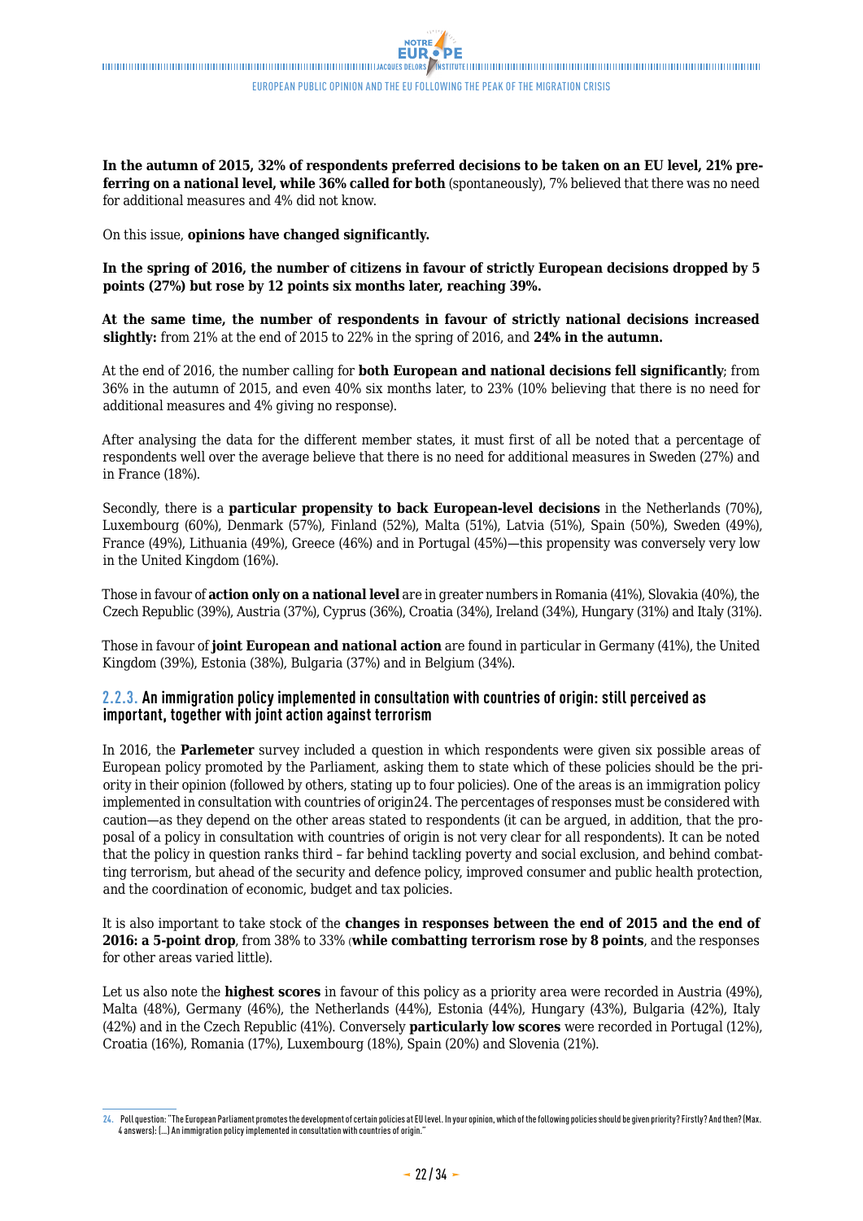**In the autumn of 2015, 32% of respondents preferred decisions to be taken on an EU level, 21% preferring on a national level, while 36% called for both** (spontaneously), 7% believed that there was no need for additional measures and 4% did not know.

On this issue, **opinions have changed significantly.**

**In the spring of 2016, the number of citizens in favour of strictly European decisions dropped by 5 points (27%) but rose by 12 points six months later, reaching 39%.**

**At the same time, the number of respondents in favour of strictly national decisions increased slightly:** from 21% at the end of 2015 to 22% in the spring of 2016, and **24% in the autumn.**

At the end of 2016, the number calling for **both European and national decisions fell significantly**; from 36% in the autumn of 2015, and even 40% six months later, to 23% (10% believing that there is no need for additional measures and 4% giving no response).

After analysing the data for the different member states, it must first of all be noted that a percentage of respondents well over the average believe that there is no need for additional measures in Sweden (27%) and in France (18%).

Secondly, there is a **particular propensity to back European-level decisions** in the Netherlands (70%), Luxembourg (60%), Denmark (57%), Finland (52%), Malta (51%), Latvia (51%), Spain (50%), Sweden (49%), France (49%), Lithuania (49%), Greece (46%) and in Portugal (45%)—this propensity was conversely very low in the United Kingdom (16%).

Those in favour of **action only on a national level** are in greater numbers in Romania (41%), Slovakia (40%), the Czech Republic (39%), Austria (37%), Cyprus (36%), Croatia (34%), Ireland (34%), Hungary (31%) and Italy (31%).

Those in favour of **joint European and national action** are found in particular in Germany (41%), the United Kingdom (39%), Estonia (38%), Bulgaria (37%) and in Belgium (34%).

### 2.2.3. An immigration policy implemented in consultation with countries of origin: still perceived as important, together with joint action against terrorism

In 2016, the **Parlemeter** survey included a question in which respondents were given six possible areas of European policy promoted by the Parliament, asking them to state which of these policies should be the priority in their opinion (followed by others, stating up to four policies). One of the areas is an immigration policy implemented in consultation with countries of origin[24]. The percentages of responses must be considered with caution—as they depend on the other areas stated to respondents (it can be argued, in addition, that the proposal of a policy in consultation with countries of origin is not very clear for all respondents). It can be noted that the policy in question ranks third – far behind tackling poverty and social exclusion, and behind combatting terrorism, but ahead of the security and defence policy, improved consumer and public health protection, and the coordination of economic, budget and tax policies.

It is also important to take stock of the **changes in responses between the end of 2015 and the end of 2016: a 5-point drop**, from 38% to 33% (**while combatting terrorism rose by 8 points**, and the responses for other areas varied little).

Let us also note the **highest scores** in favour of this policy as a priority area were recorded in Austria (49%), Malta (48%), Germany (46%), the Netherlands (44%), Estonia (44%), Hungary (43%), Bulgaria (42%), Italy (42%) and in the Czech Republic (41%). Conversely **particularly low scores** were recorded in Portugal (12%), Croatia (16%), Romania (17%), Luxembourg (18%), Spain (20%) and Slovenia (21%).

24. Poll question: "The European Parliament promotes the development of certain policies at EU level. In your opinion, which of the following policies should be given priority? Firstly? And then? (Max. 4 answers): (...) An immigration policy implemented in consultation with countries of origin."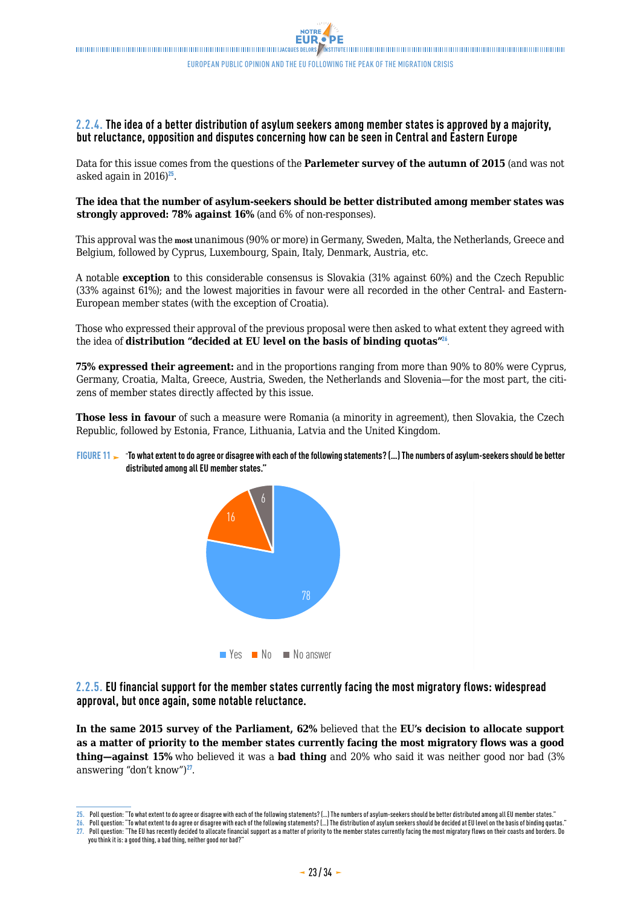### 2.2.4. The idea of a better distribution of asylum seekers among member states is approved by a majority, but reluctance, opposition and disputes concerning how can be seen in Central and Eastern Europe

Data for this issue comes from the questions of the **Parlemeter survey of the autumn of 2015** (and was not asked again in 2016)[25].

**The idea that the number of asylum-seekers should be better distributed among member states was strongly approved: 78% against 16%** (and 6% of non-responses).

This approval was the **most** unanimous (90% or more) in Germany, Sweden, Malta, the Netherlands, Greece and Belgium, followed by Cyprus, Luxembourg, Spain, Italy, Denmark, Austria, etc.

A notable **exception** to this considerable consensus is Slovakia (31% against 60%) and the Czech Republic (33% against 61%); and the lowest majorities in favour were all recorded in the other Central- and Eastern-European member states (with the exception of Croatia).

Those who expressed their approval of the previous proposal were then asked to what extent they agreed with the idea of **distribution "decided at EU level on the basis of binding quotas"**[26].

**75% expressed their agreement:** and in the proportions ranging from more than 90% to 80% were Cyprus, Germany, Croatia, Malta, Greece, Austria, Sweden, the Netherlands and Slovenia—for the most part, the citizens of member states directly affected by this issue.

**Those less in favour** of such a measure were Romania (a minority in agreement), then Slovakia, the Czech Republic, followed by Estonia, France, Lithuania, Latvia and the United Kingdom.

**FIGURE 11** ► **"To what extent to do agree or disagree with each of the following statements? (...) The numbers of asylum-seekers should be better distributed among all EU member states."**

| | % |
|---|---|
| Yes | 78 |
| No | 16 |
| No answer | 6 |

### 2.2.5. EU financial support for the member states currently facing the most migratory flows: widespread approval, but once again, some notable reluctance.

**In the same 2015 survey of the Parliament, 62%** believed that the **EU's decision to allocate support as a matter of priority to the member states currently facing the most migratory flows was a good thing—against 15%** who believed it was a **bad thing** and 20% who said it was neither good nor bad (3% answering "don't know")[27].

---

25. Poll question: "To what extent to do agree or disagree with each of the following statements? (...) The numbers of asylum-seekers should be better distributed among all EU member states."
26. Poll question: "To what extent to do agree or disagree with each of the following statements? (...) The distribution of asylum seekers should be decided at EU level on the basis of binding quotas."
27. Poll question: "The EU has recently decided to allocate financial support as a matter of priority to the member states currently facing the most migratory flows on their coasts and borders. Do you think it is: a good thing, a bad thing, neither good nor bad?"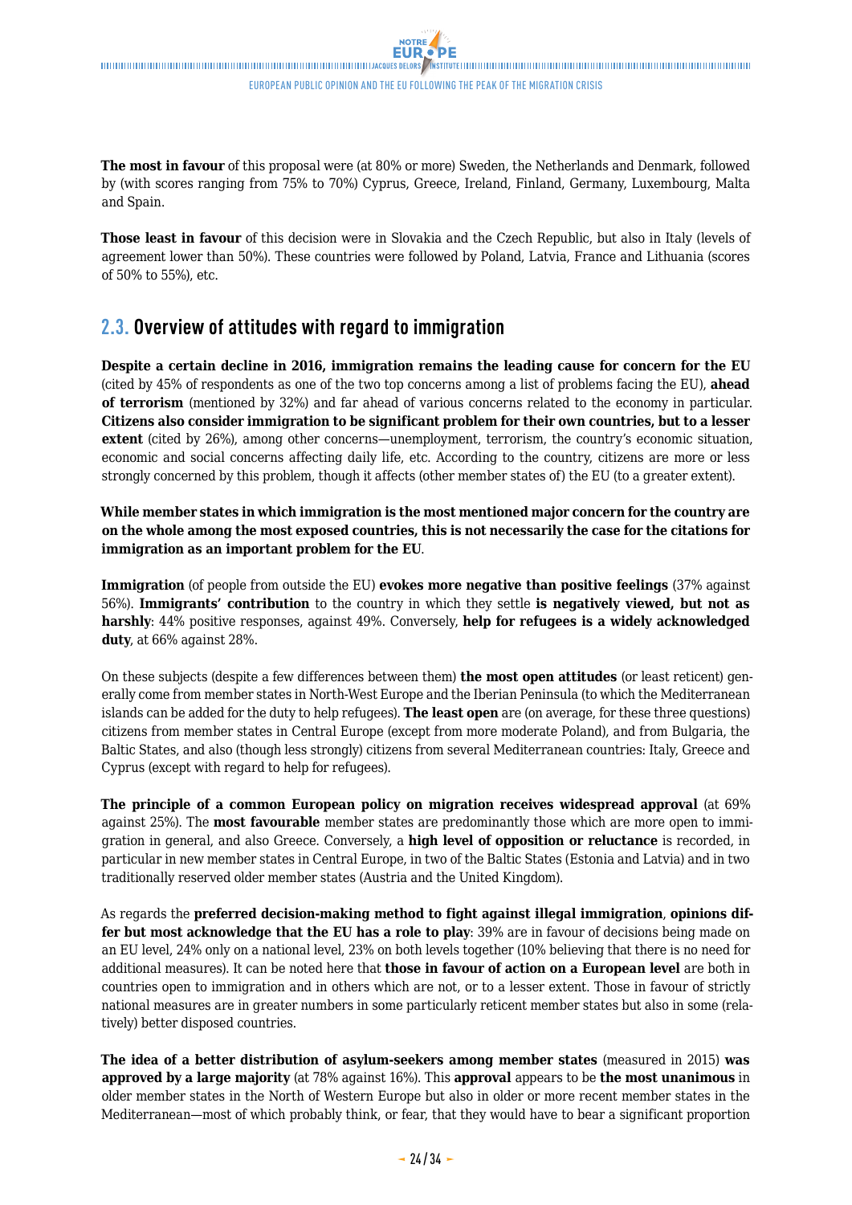**The most in favour** of this proposal were (at 80% or more) Sweden, the Netherlands and Denmark, followed by (with scores ranging from 75% to 70%) Cyprus, Greece, Ireland, Finland, Germany, Luxembourg, Malta and Spain.

**Those least in favour** of this decision were in Slovakia and the Czech Republic, but also in Italy (levels of agreement lower than 50%). These countries were followed by Poland, Latvia, France and Lithuania (scores of 50% to 55%), etc.

## 2.3. Overview of attitudes with regard to immigration

**Despite a certain decline in 2016, immigration remains the leading cause for concern for the EU** (cited by 45% of respondents as one of the two top concerns among a list of problems facing the EU), **ahead of terrorism** (mentioned by 32%) and far ahead of various concerns related to the economy in particular. **Citizens also consider immigration to be significant problem for their own countries, but to a lesser extent** (cited by 26%), among other concerns—unemployment, terrorism, the country's economic situation, economic and social concerns affecting daily life, etc. According to the country, citizens are more or less strongly concerned by this problem, though it affects (other member states of) the EU (to a greater extent).

**While member states in which immigration is the most mentioned major concern for the country are on the whole among the most exposed countries, this is not necessarily the case for the citations for immigration as an important problem for the EU**.

**Immigration** (of people from outside the EU) **evokes more negative than positive feelings** (37% against 56%). **Immigrants' contribution** to the country in which they settle **is negatively viewed, but not as harshly**: 44% positive responses, against 49%. Conversely, **help for refugees is a widely acknowledged duty**, at 66% against 28%.

On these subjects (despite a few differences between them) **the most open attitudes** (or least reticent) generally come from member states in North-West Europe and the Iberian Peninsula (to which the Mediterranean islands can be added for the duty to help refugees). **The least open** are (on average, for these three questions) citizens from member states in Central Europe (except from more moderate Poland), and from Bulgaria, the Baltic States, and also (though less strongly) citizens from several Mediterranean countries: Italy, Greece and Cyprus (except with regard to help for refugees).

**The principle of a common European policy on migration receives widespread approval** (at 69% against 25%). The **most favourable** member states are predominantly those which are more open to immigration in general, and also Greece. Conversely, a **high level of opposition or reluctance** is recorded, in particular in new member states in Central Europe, in two of the Baltic States (Estonia and Latvia) and in two traditionally reserved older member states (Austria and the United Kingdom).

As regards the **preferred decision-making method to fight against illegal immigration**, **opinions differ but most acknowledge that the EU has a role to play**: 39% are in favour of decisions being made on an EU level, 24% only on a national level, 23% on both levels together (10% believing that there is no need for additional measures). It can be noted here that **those in favour of action on a European level** are both in countries open to immigration and in others which are not, or to a lesser extent. Those in favour of strictly national measures are in greater numbers in some particularly reticent member states but also in some (relatively) better disposed countries.

**The idea of a better distribution of asylum-seekers among member states** (measured in 2015) **was approved by a large majority** (at 78% against 16%). This **approval** appears to be **the most unanimous** in older member states in the North of Western Europe but also in older or more recent member states in the Mediterranean—most of which probably think, or fear, that they would have to bear a significant proportion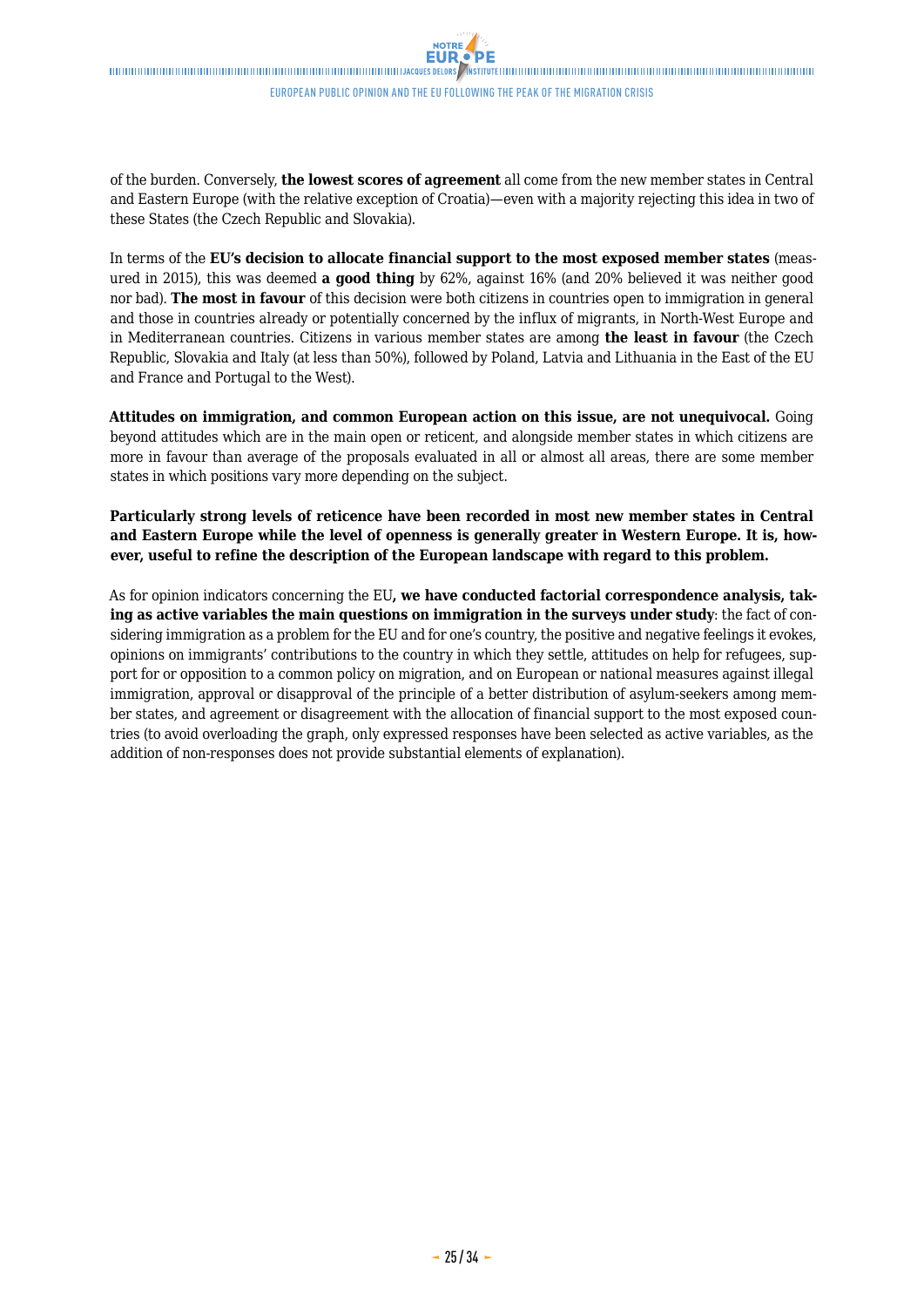of the burden. Conversely, **the lowest scores of agreement** all come from the new member states in Central and Eastern Europe (with the relative exception of Croatia)—even with a majority rejecting this idea in two of these States (the Czech Republic and Slovakia).

In terms of the **EU's decision to allocate financial support to the most exposed member states** (measured in 2015), this was deemed **a good thing** by 62%, against 16% (and 20% believed it was neither good nor bad). **The most in favour** of this decision were both citizens in countries open to immigration in general and those in countries already or potentially concerned by the influx of migrants, in North-West Europe and in Mediterranean countries. Citizens in various member states are among **the least in favour** (the Czech Republic, Slovakia and Italy (at less than 50%), followed by Poland, Latvia and Lithuania in the East of the EU and France and Portugal to the West).

**Attitudes on immigration, and common European action on this issue, are not unequivocal.** Going beyond attitudes which are in the main open or reticent, and alongside member states in which citizens are more in favour than average of the proposals evaluated in all or almost all areas, there are some member states in which positions vary more depending on the subject.

**Particularly strong levels of reticence have been recorded in most new member states in Central and Eastern Europe while the level of openness is generally greater in Western Europe. It is, however, useful to refine the description of the European landscape with regard to this problem.**

As for opinion indicators concerning the EU**, we have conducted factorial correspondence analysis, taking as active variables the main questions on immigration in the surveys under study**: the fact of considering immigration as a problem for the EU and for one's country, the positive and negative feelings it evokes, opinions on immigrants' contributions to the country in which they settle, attitudes on help for refugees, support for or opposition to a common policy on migration, and on European or national measures against illegal immigration, approval or disapproval of the principle of a better distribution of asylum-seekers among member states, and agreement or disagreement with the allocation of financial support to the most exposed countries (to avoid overloading the graph, only expressed responses have been selected as active variables, as the addition of non-responses does not provide substantial elements of explanation).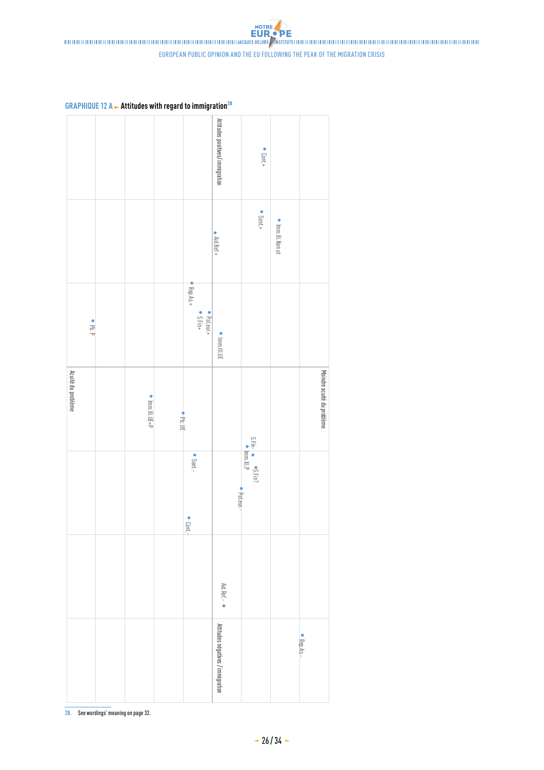**GRAPHIQUE 12 A ► Attitudes with regard to immigration**[28]

Attitudes positives/immigration

Cont.+

Sent.+

Imm.Ill.Non ut

Aid.Ref.+

Rep.As.+

Pol.eur.+

S.Fin+

Pb. P

Imm.Ill.UE

Acuité du problème

Moindre acuité du problème

Imm.Ill.UE+P

Pb. UE

S.Fin-

Imm.Ill.P

S.Fin?

Sent.-

Pol.eur.-

Cont.-

Aid.Ref.-

Rep.As.-

Attitudes négatives / immigration

28. See wordings' meaning on page 32.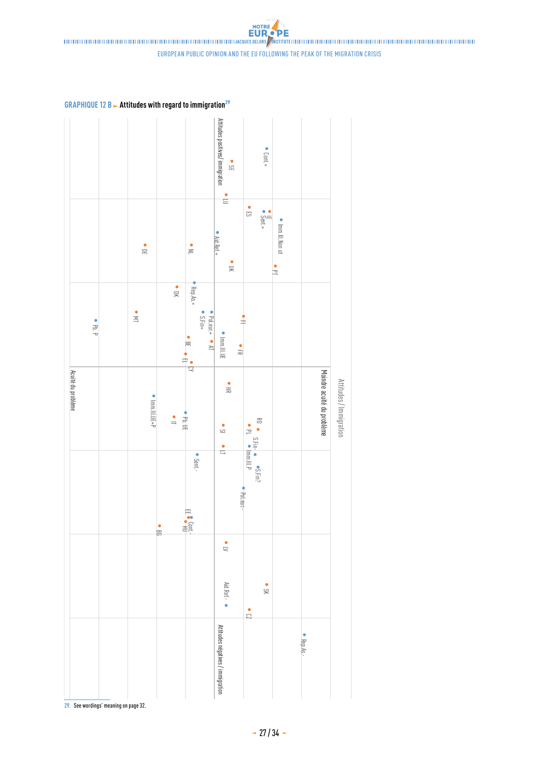**GRAPHIQUE 12 B ► Attitudes with regard to immigration**[29]

Attitudes positives/ immigration

Attitudes négatives / immigration

Acuité du problème

Moindre acuité du problème

Attitudes / Immigration

Cont.+ SE LU ES IE Sent.+ Imm.Ill.Non ut Aid.Ref.+ DE NL UK PT DK Rep.As.+ MT Pol.eur.+ S.Fin+ FI Pb. P Imm.Ill.UE FR BE AT EL CY HR Imm.Ill.UE+P RO IT Pb. UE SI PL S.Fin- LT Imm.Ill.P S.Fin? Sent.- Pol.eur.- EE Cont.- HU BG LV SK Aid.Ref.- CZ Rep.As.-

29. See wordings' meaning on page 32.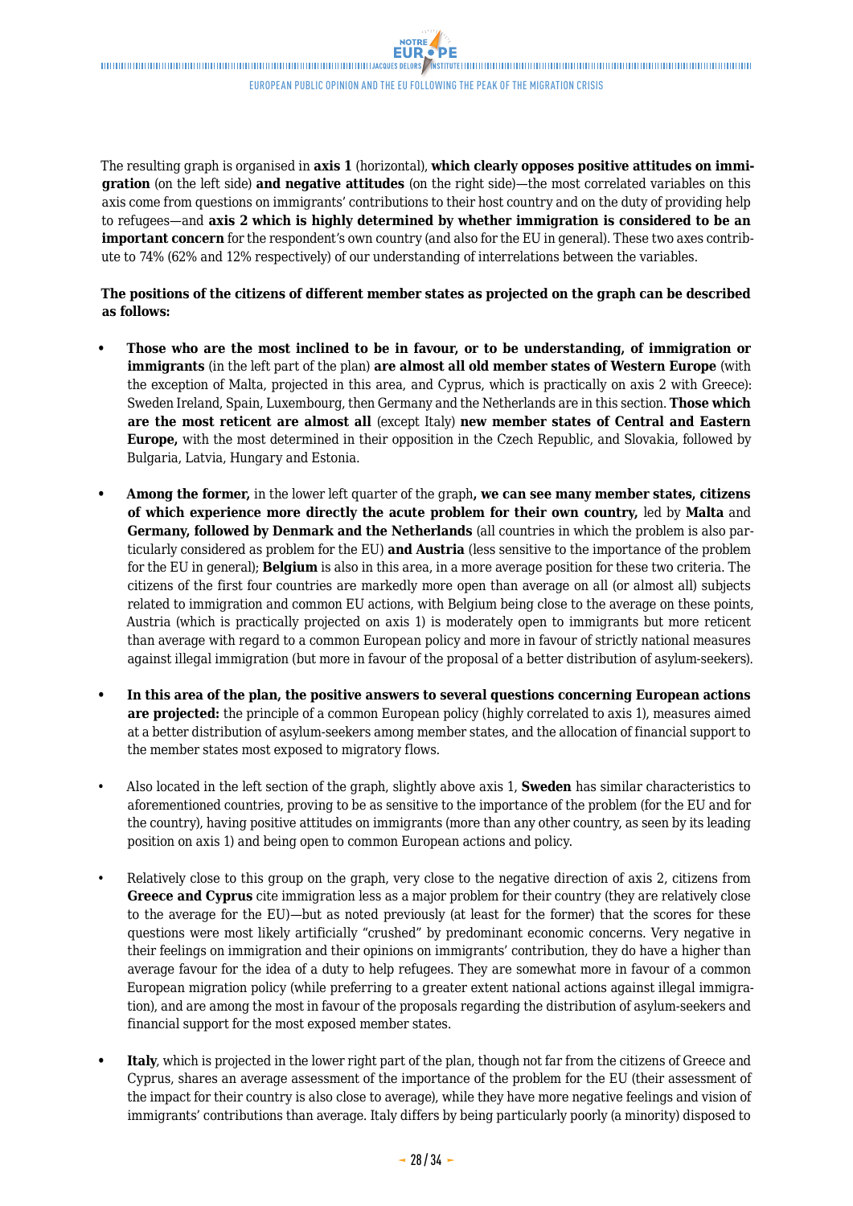The resulting graph is organised in **axis 1** (horizontal), **which clearly opposes positive attitudes on immigration** (on the left side) **and negative attitudes** (on the right side)—the most correlated variables on this axis come from questions on immigrants' contributions to their host country and on the duty of providing help to refugees—and **axis 2 which is highly determined by whether immigration is considered to be an important concern** for the respondent's own country (and also for the EU in general). These two axes contribute to 74% (62% and 12% respectively) of our understanding of interrelations between the variables.

**The positions of the citizens of different member states as projected on the graph can be described as follows:**

- **Those who are the most inclined to be in favour, or to be understanding, of immigration or immigrants** (in the left part of the plan) **are almost all old member states of Western Europe** (with the exception of Malta, projected in this area, and Cyprus, which is practically on axis 2 with Greece): Sweden Ireland, Spain, Luxembourg, then Germany and the Netherlands are in this section. **Those which are the most reticent are almost all** (except Italy) **new member states of Central and Eastern Europe,** with the most determined in their opposition in the Czech Republic, and Slovakia, followed by Bulgaria, Latvia, Hungary and Estonia.

- **Among the former,** in the lower left quarter of the graph**, we can see many member states, citizens of which experience more directly the acute problem for their own country,** led by **Malta** and **Germany, followed by Denmark and the Netherlands** (all countries in which the problem is also particularly considered as problem for the EU) **and Austria** (less sensitive to the importance of the problem for the EU in general); **Belgium** is also in this area, in a more average position for these two criteria. The citizens of the first four countries are markedly more open than average on all (or almost all) subjects related to immigration and common EU actions, with Belgium being close to the average on these points, Austria (which is practically projected on axis 1) is moderately open to immigrants but more reticent than average with regard to a common European policy and more in favour of strictly national measures against illegal immigration (but more in favour of the proposal of a better distribution of asylum-seekers).

- **In this area of the plan, the positive answers to several questions concerning European actions are projected:** the principle of a common European policy (highly correlated to axis 1), measures aimed at a better distribution of asylum-seekers among member states, and the allocation of financial support to the member states most exposed to migratory flows.

- Also located in the left section of the graph, slightly above axis 1, **Sweden** has similar characteristics to aforementioned countries, proving to be as sensitive to the importance of the problem (for the EU and for the country), having positive attitudes on immigrants (more than any other country, as seen by its leading position on axis 1) and being open to common European actions and policy.

- Relatively close to this group on the graph, very close to the negative direction of axis 2, citizens from **Greece and Cyprus** cite immigration less as a major problem for their country (they are relatively close to the average for the EU)—but as noted previously (at least for the former) that the scores for these questions were most likely artificially "crushed" by predominant economic concerns. Very negative in their feelings on immigration and their opinions on immigrants' contribution, they do have a higher than average favour for the idea of a duty to help refugees. They are somewhat more in favour of a common European migration policy (while preferring to a greater extent national actions against illegal immigration), and are among the most in favour of the proposals regarding the distribution of asylum-seekers and financial support for the most exposed member states.

- **Italy**, which is projected in the lower right part of the plan, though not far from the citizens of Greece and Cyprus, shares an average assessment of the importance of the problem for the EU (their assessment of the impact for their country is also close to average), while they have more negative feelings and vision of immigrants' contributions than average. Italy differs by being particularly poorly (a minority) disposed to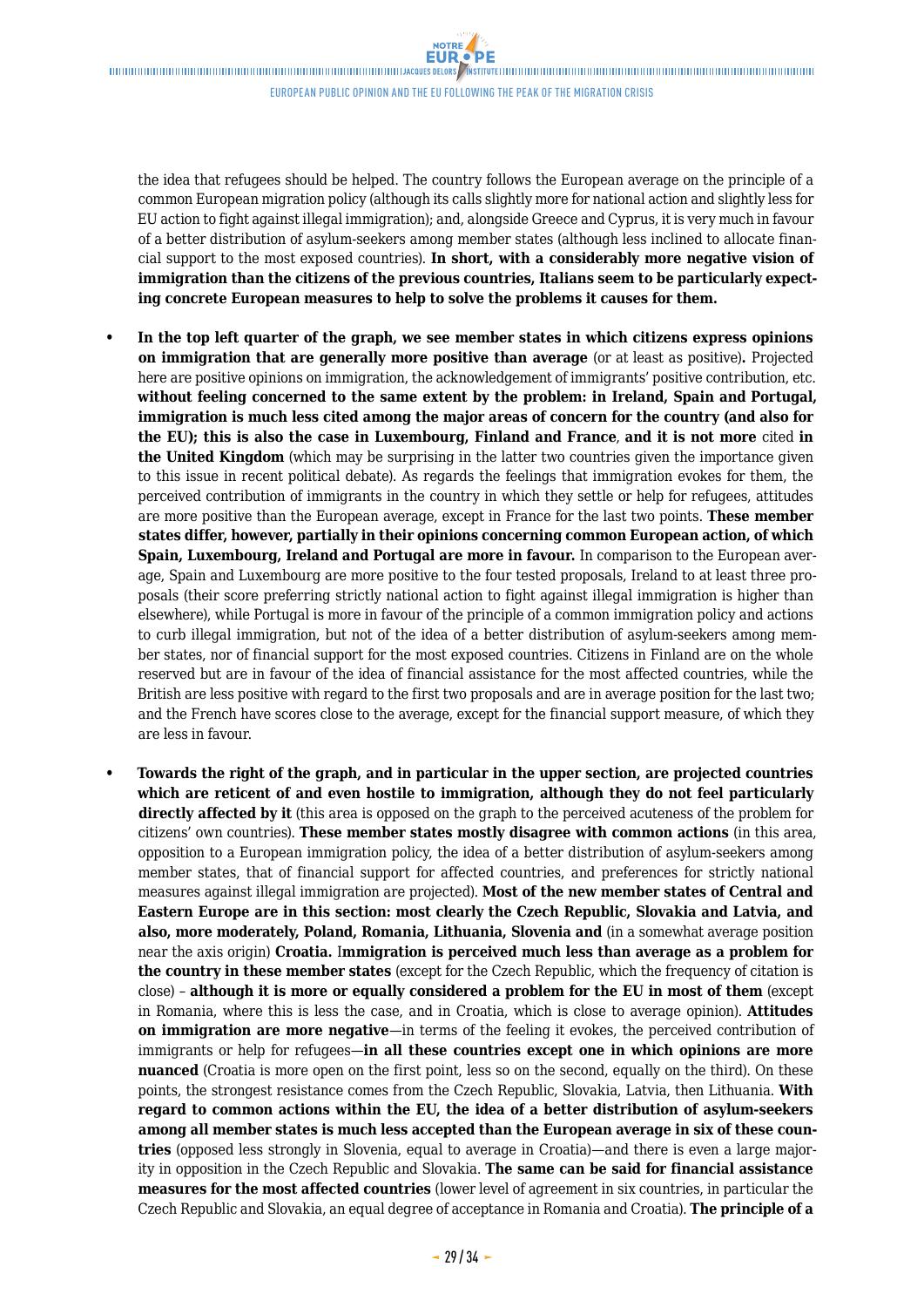the idea that refugees should be helped. The country follows the European average on the principle of a common European migration policy (although its calls slightly more for national action and slightly less for EU action to fight against illegal immigration); and, alongside Greece and Cyprus, it is very much in favour of a better distribution of asylum-seekers among member states (although less inclined to allocate financial support to the most exposed countries). **In short, with a considerably more negative vision of immigration than the citizens of the previous countries, Italians seem to be particularly expecting concrete European measures to help to solve the problems it causes for them.**

- **In the top left quarter of the graph, we see member states in which citizens express opinions on immigration that are generally more positive than average** (or at least as positive)**.** Projected here are positive opinions on immigration, the acknowledgement of immigrants' positive contribution, etc. **without feeling concerned to the same extent by the problem: in Ireland, Spain and Portugal, immigration is much less cited among the major areas of concern for the country (and also for the EU); this is also the case in Luxembourg, Finland and France**, **and it is not more** cited **in the United Kingdom** (which may be surprising in the latter two countries given the importance given to this issue in recent political debate). As regards the feelings that immigration evokes for them, the perceived contribution of immigrants in the country in which they settle or help for refugees, attitudes are more positive than the European average, except in France for the last two points. **These member states differ, however, partially in their opinions concerning common European action, of which Spain, Luxembourg, Ireland and Portugal are more in favour.** In comparison to the European average, Spain and Luxembourg are more positive to the four tested proposals, Ireland to at least three proposals (their score preferring strictly national action to fight against illegal immigration is higher than elsewhere), while Portugal is more in favour of the principle of a common immigration policy and actions to curb illegal immigration, but not of the idea of a better distribution of asylum-seekers among member states, nor of financial support for the most exposed countries. Citizens in Finland are on the whole reserved but are in favour of the idea of financial assistance for the most affected countries, while the British are less positive with regard to the first two proposals and are in average position for the last two; and the French have scores close to the average, except for the financial support measure, of which they are less in favour.

- **Towards the right of the graph, and in particular in the upper section, are projected countries which are reticent of and even hostile to immigration, although they do not feel particularly directly affected by it** (this area is opposed on the graph to the perceived acuteness of the problem for citizens' own countries). **These member states mostly disagree with common actions** (in this area, opposition to a European immigration policy, the idea of a better distribution of asylum-seekers among member states, that of financial support for affected countries, and preferences for strictly national measures against illegal immigration are projected). **Most of the new member states of Central and Eastern Europe are in this section: most clearly the Czech Republic, Slovakia and Latvia, and also, more moderately, Poland, Romania, Lithuania, Slovenia and** (in a somewhat average position near the axis origin) **Croatia.** I**mmigration is perceived much less than average as a problem for the country in these member states** (except for the Czech Republic, which the frequency of citation is close) – **although it is more or equally considered a problem for the EU in most of them** (except in Romania, where this is less the case, and in Croatia, which is close to average opinion). **Attitudes on immigration are more negative**—in terms of the feeling it evokes, the perceived contribution of immigrants or help for refugees—**in all these countries except one in which opinions are more nuanced** (Croatia is more open on the first point, less so on the second, equally on the third). On these points, the strongest resistance comes from the Czech Republic, Slovakia, Latvia, then Lithuania. **With regard to common actions within the EU, the idea of a better distribution of asylum-seekers among all member states is much less accepted than the European average in six of these countries** (opposed less strongly in Slovenia, equal to average in Croatia)—and there is even a large majority in opposition in the Czech Republic and Slovakia. **The same can be said for financial assistance measures for the most affected countries** (lower level of agreement in six countries, in particular the Czech Republic and Slovakia, an equal degree of acceptance in Romania and Croatia). **The principle of a**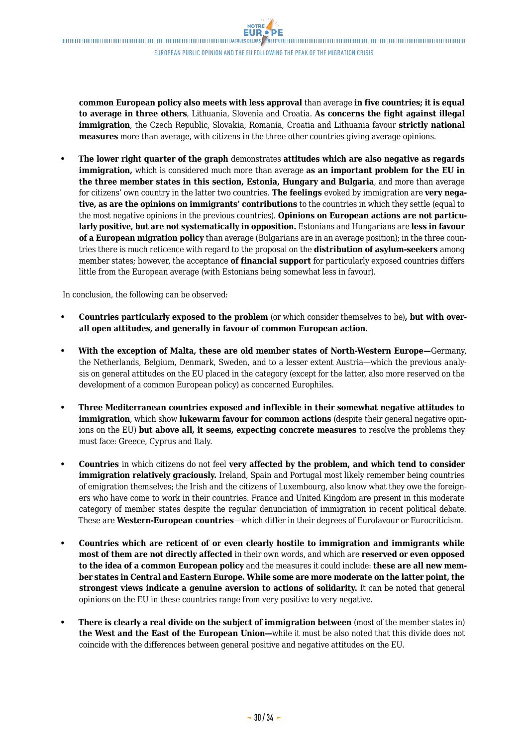**common European policy also meets with less approval** than average **in five countries; it is equal to average in three others**, Lithuania, Slovenia and Croatia. **As concerns the fight against illegal immigration**, the Czech Republic, Slovakia, Romania, Croatia and Lithuania favour **strictly national measures** more than average, with citizens in the three other countries giving average opinions.

- **The lower right quarter of the graph** demonstrates **attitudes which are also negative as regards immigration,** which is considered much more than average **as an important problem for the EU in the three member states in this section, Estonia, Hungary and Bulgaria**, and more than average for citizens' own country in the latter two countries. **The feelings** evoked by immigration are **very negative, as are the opinions on immigrants' contributions** to the countries in which they settle (equal to the most negative opinions in the previous countries). **Opinions on European actions are not particularly positive, but are not systematically in opposition.** Estonians and Hungarians are **less in favour of a European migration policy** than average (Bulgarians are in an average position); in the three countries there is much reticence with regard to the proposal on the **distribution of asylum-seekers** among member states; however, the acceptance **of financial support** for particularly exposed countries differs little from the European average (with Estonians being somewhat less in favour).

In conclusion, the following can be observed:

- **Countries particularly exposed to the problem** (or which consider themselves to be)**, but with overall open attitudes, and generally in favour of common European action.**

- **With the exception of Malta, these are old member states of North-Western Europe—**Germany, the Netherlands, Belgium, Denmark, Sweden, and to a lesser extent Austria—which the previous analysis on general attitudes on the EU placed in the category (except for the latter, also more reserved on the development of a common European policy) as concerned Europhiles.

- **Three Mediterranean countries exposed and inflexible in their somewhat negative attitudes to immigration**, which show **lukewarm favour for common actions** (despite their general negative opinions on the EU) **but above all, it seems, expecting concrete measures** to resolve the problems they must face: Greece, Cyprus and Italy.

- **Countries** in which citizens do not feel **very affected by the problem, and which tend to consider immigration relatively graciously.** Ireland, Spain and Portugal most likely remember being countries of emigration themselves; the Irish and the citizens of Luxembourg, also know what they owe the foreigners who have come to work in their countries. France and United Kingdom are present in this moderate category of member states despite the regular denunciation of immigration in recent political debate. These are **Western-European countries**—which differ in their degrees of Eurofavour or Eurocriticism.

- **Countries which are reticent of or even clearly hostile to immigration and immigrants while most of them are not directly affected** in their own words, and which are **reserved or even opposed to the idea of a common European policy** and the measures it could include: **these are all new member states in Central and Eastern Europe. While some are more moderate on the latter point, the strongest views indicate a genuine aversion to actions of solidarity.** It can be noted that general opinions on the EU in these countries range from very positive to very negative.

- **There is clearly a real divide on the subject of immigration between** (most of the member states in) **the West and the East of the European Union—**while it must be also noted that this divide does not coincide with the differences between general positive and negative attitudes on the EU.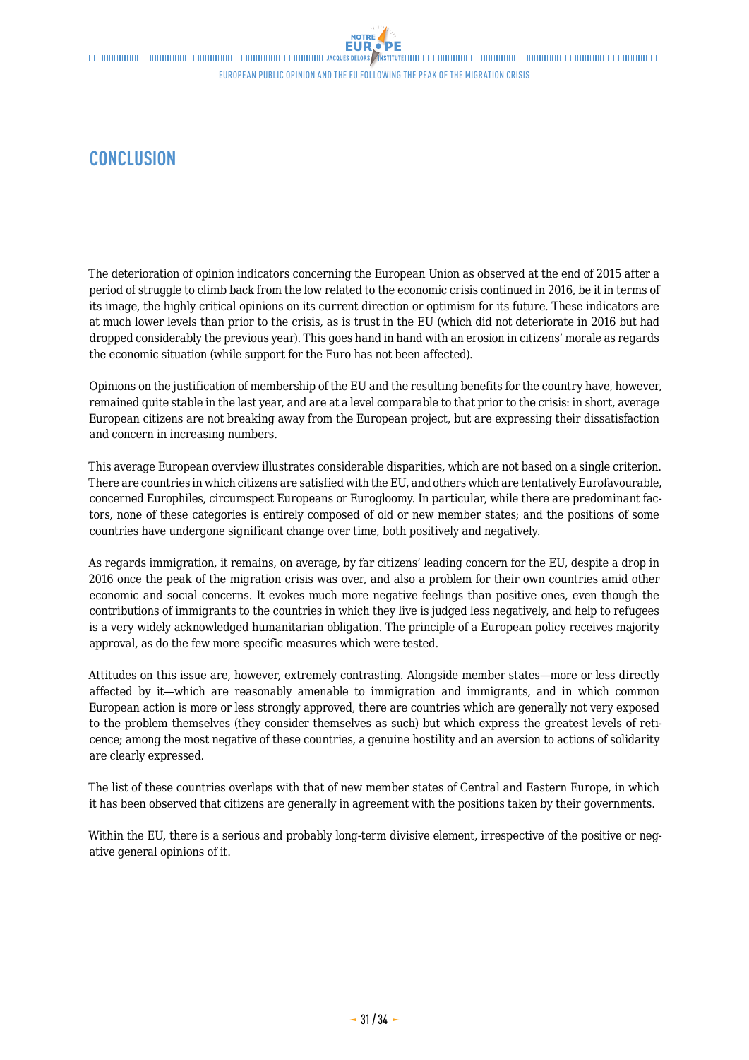## CONCLUSION

The deterioration of opinion indicators concerning the European Union as observed at the end of 2015 after a period of struggle to climb back from the low related to the economic crisis continued in 2016, be it in terms of its image, the highly critical opinions on its current direction or optimism for its future. These indicators are at much lower levels than prior to the crisis, as is trust in the EU (which did not deteriorate in 2016 but had dropped considerably the previous year). This goes hand in hand with an erosion in citizens' morale as regards the economic situation (while support for the Euro has not been affected).

Opinions on the justification of membership of the EU and the resulting benefits for the country have, however, remained quite stable in the last year, and are at a level comparable to that prior to the crisis: in short, average European citizens are not breaking away from the European project, but are expressing their dissatisfaction and concern in increasing numbers.

This average European overview illustrates considerable disparities, which are not based on a single criterion. There are countries in which citizens are satisfied with the EU, and others which are tentatively Eurofavourable, concerned Europhiles, circumspect Europeans or Eurogloomy. In particular, while there are predominant factors, none of these categories is entirely composed of old or new member states; and the positions of some countries have undergone significant change over time, both positively and negatively.

As regards immigration, it remains, on average, by far citizens' leading concern for the EU, despite a drop in 2016 once the peak of the migration crisis was over, and also a problem for their own countries amid other economic and social concerns. It evokes much more negative feelings than positive ones, even though the contributions of immigrants to the countries in which they live is judged less negatively, and help to refugees is a very widely acknowledged humanitarian obligation. The principle of a European policy receives majority approval, as do the few more specific measures which were tested.

Attitudes on this issue are, however, extremely contrasting. Alongside member states—more or less directly affected by it—which are reasonably amenable to immigration and immigrants, and in which common European action is more or less strongly approved, there are countries which are generally not very exposed to the problem themselves (they consider themselves as such) but which express the greatest levels of reticence; among the most negative of these countries, a genuine hostility and an aversion to actions of solidarity are clearly expressed.

The list of these countries overlaps with that of new member states of Central and Eastern Europe, in which it has been observed that citizens are generally in agreement with the positions taken by their governments.

Within the EU, there is a serious and probably long-term divisive element, irrespective of the positive or negative general opinions of it.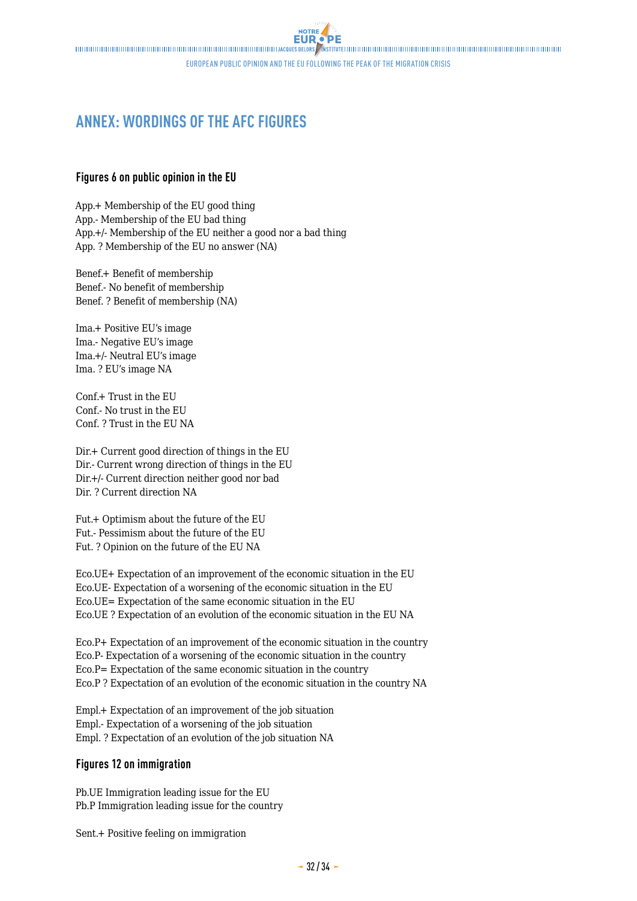# ANNEX: WORDINGS OF THE AFC FIGURES

### Figures 6 on public opinion in the EU

App.+ Membership of the EU good thing
App.- Membership of the EU bad thing
App.+/- Membership of the EU neither a good nor a bad thing
App. ? Membership of the EU no answer (NA)

Benef.+ Benefit of membership
Benef.- No benefit of membership
Benef. ? Benefit of membership (NA)

Ima.+ Positive EU's image
Ima.- Negative EU's image
Ima.+/- Neutral EU's image
Ima. ? EU's image NA

Conf.+ Trust in the EU
Conf.- No trust in the EU
Conf. ? Trust in the EU NA

Dir.+ Current good direction of things in the EU
Dir.- Current wrong direction of things in the EU
Dir.+/- Current direction neither good nor bad
Dir. ? Current direction NA

Fut.+ Optimism about the future of the EU
Fut.- Pessimism about the future of the EU
Fut. ? Opinion on the future of the EU NA

Eco.UE+ Expectation of an improvement of the economic situation in the EU
Eco.UE- Expectation of a worsening of the economic situation in the EU
Eco.UE= Expectation of the same economic situation in the EU
Eco.UE ? Expectation of an evolution of the economic situation in the EU NA

Eco.P+ Expectation of an improvement of the economic situation in the country
Eco.P- Expectation of a worsening of the economic situation in the country
Eco.P= Expectation of the same economic situation in the country
Eco.P ? Expectation of an evolution of the economic situation in the country NA

Empl.+ Expectation of an improvement of the job situation
Empl.- Expectation of a worsening of the job situation
Empl. ? Expectation of an evolution of the job situation NA

### Figures 12 on immigration

Pb.UE Immigration leading issue for the EU
Pb.P Immigration leading issue for the country

Sent.+ Positive feeling on immigration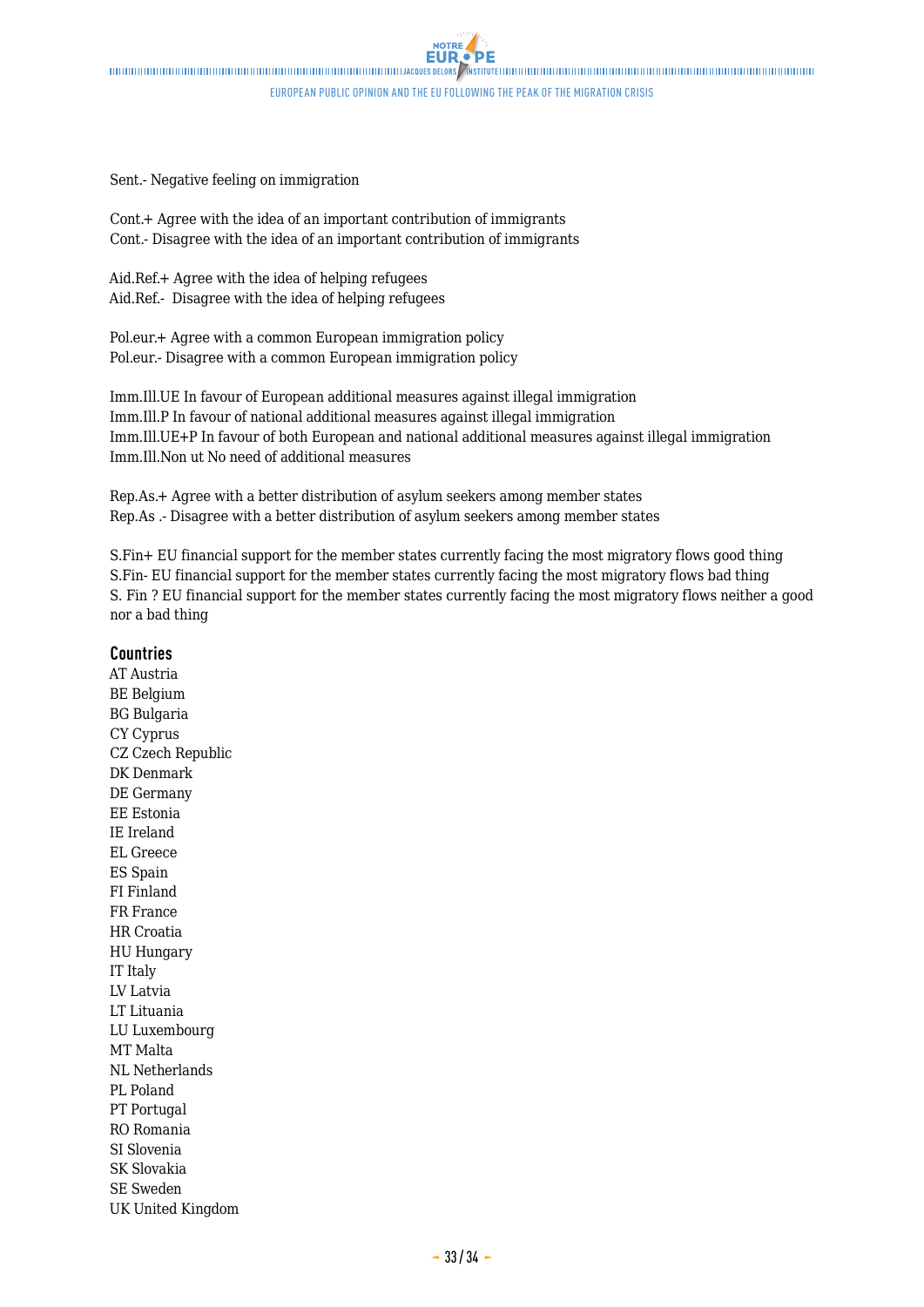Sent.- Negative feeling on immigration

Cont.+ Agree with the idea of an important contribution of immigrants
Cont.- Disagree with the idea of an important contribution of immigrants

Aid.Ref.+ Agree with the idea of helping refugees
Aid.Ref.- Disagree with the idea of helping refugees

Pol.eur.+ Agree with a common European immigration policy
Pol.eur.- Disagree with a common European immigration policy

Imm.Ill.UE In favour of European additional measures against illegal immigration
Imm.Ill.P In favour of national additional measures against illegal immigration
Imm.Ill.UE+P In favour of both European and national additional measures against illegal immigration
Imm.Ill.Non ut No need of additional measures

Rep.As.+ Agree with a better distribution of asylum seekers among member states
Rep.As .- Disagree with a better distribution of asylum seekers among member states

S.Fin+ EU financial support for the member states currently facing the most migratory flows good thing
S.Fin- EU financial support for the member states currently facing the most migratory flows bad thing
S. Fin ? EU financial support for the member states currently facing the most migratory flows neither a good nor a bad thing

## Countries

AT Austria
BE Belgium
BG Bulgaria
CY Cyprus
CZ Czech Republic
DK Denmark
DE Germany
EE Estonia
IE Ireland
EL Greece
ES Spain
FI Finland
FR France
HR Croatia
HU Hungary
IT Italy
LV Latvia
LT Lituania
LU Luxembourg
MT Malta
NL Netherlands
PL Poland
PT Portugal
RO Romania
SI Slovenia
SK Slovakia
SE Sweden
UK United Kingdom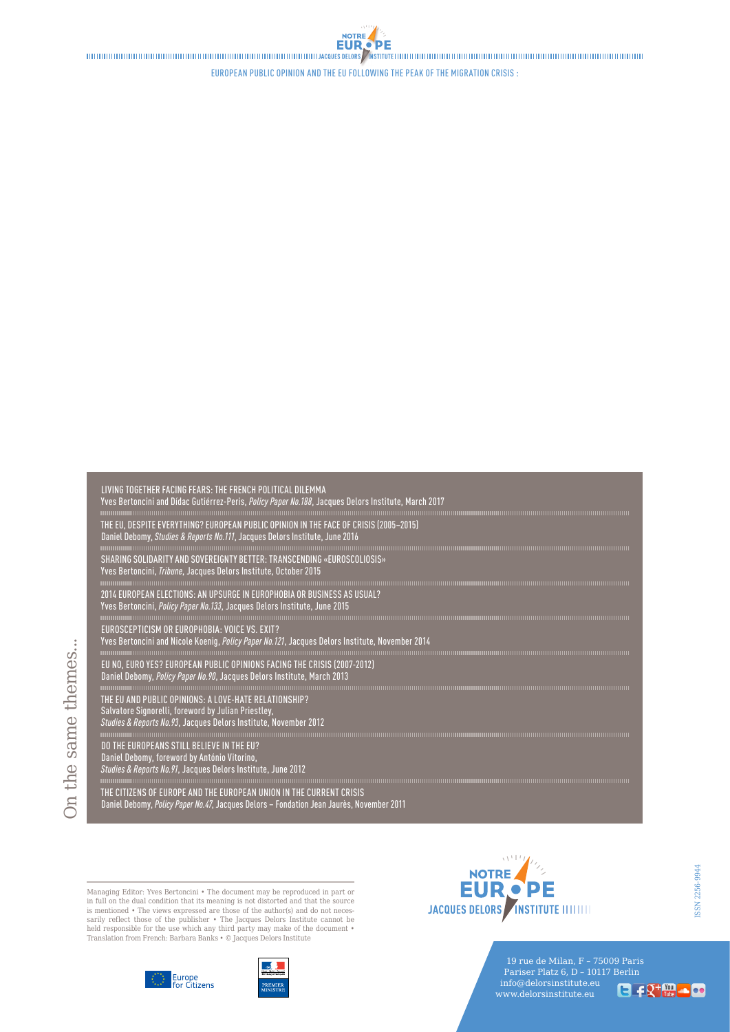On the same themes...

LIVING TOGETHER FACING FEARS: THE FRENCH POLITICAL DILEMMA
Yves Bertoncini and Dídac Gutiérrez-Peris, *Policy Paper No.188*, Jacques Delors Institute, March 2017

THE EU, DESPITE EVERYTHING? EUROPEAN PUBLIC OPINION IN THE FACE OF CRISIS (2005–2015)
Daniel Debomy, *Studies & Reports No.111*, Jacques Delors Institute, June 2016

SHARING SOLIDARITY AND SOVEREIGNTY BETTER: TRANSCENDING «EUROSCOLIOSIS»
Yves Bertoncini, *Tribune*, Jacques Delors Institute, October 2015

2014 EUROPEAN ELECTIONS: AN UPSURGE IN EUROPHOBIA OR BUSINESS AS USUAL?
Yves Bertoncini, *Policy Paper No.133*, Jacques Delors Institute, June 2015

EUROSCEPTICISM OR EUROPHOBIA: VOICE VS. EXIT?
Yves Bertoncini and Nicole Koenig, *Policy Paper No.121*, Jacques Delors Institute, November 2014

EU NO, EURO YES? EUROPEAN PUBLIC OPINIONS FACING THE CRISIS (2007-2012)
Daniel Debomy, *Policy Paper No.90*, Jacques Delors Institute, March 2013

THE EU AND PUBLIC OPINIONS: A LOVE-HATE RELATIONSHIP?
Salvatore Signorelli, foreword by Julian Priestley,
*Studies & Reports No.93*, Jacques Delors Institute, November 2012

DO THE EUROPEANS STILL BELIEVE IN THE EU?
Daniel Debomy, foreword by António Vitorino,
*Studies & Reports No.91*, Jacques Delors Institute, June 2012

THE CITIZENS OF EUROPE AND THE EUROPEAN UNION IN THE CURRENT CRISIS
Daniel Debomy, *Policy Paper No.47*, Jacques Delors – Fondation Jean Jaurès, November 2011

Managing Editor: Yves Bertoncini • The document may be reproduced in part or in full on the dual condition that its meaning is not distorted and that the source is mentioned • The views expressed are those of the author(s) and do not necessarily reflect those of the publisher • The Jacques Delors Institute cannot be held responsible for the use which any third party may make of the document • Translation from French: Barbara Banks • © Jacques Delors Institute

ISSN 2256-9944

19 rue de Milan, F – 75009 Paris
Pariser Platz 6, D – 10117 Berlin
info@delorsinstitute.eu
www.delorsinstitute.eu